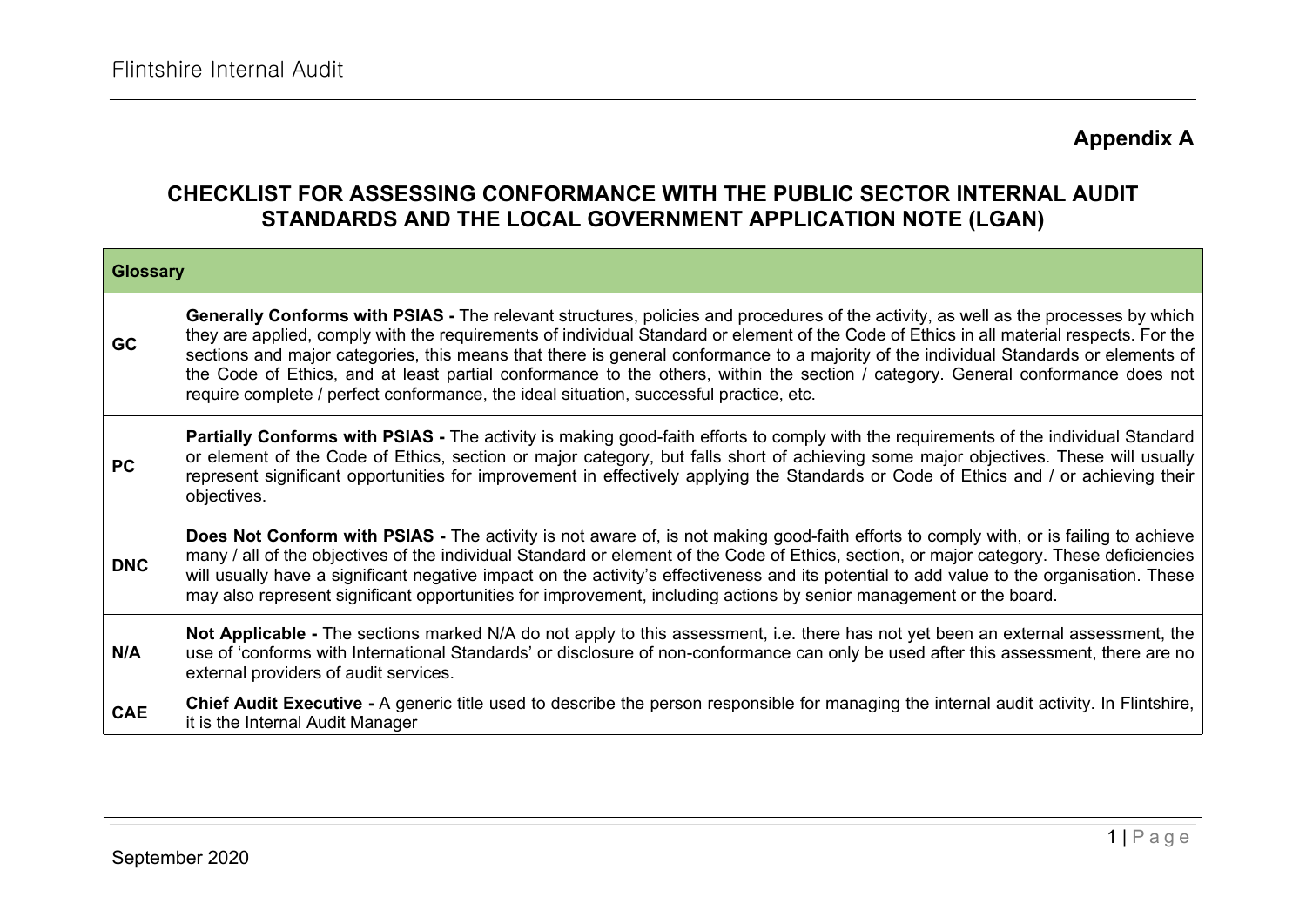## Appendix A

# CHECKLIST FOR ASSESSING CONFORMANCE WITH THE PUBLIC SECTOR INTERNAL AUDIT STANDARDS AND THE LOCAL GOVERNMENT APPLICATION NOTE (LGAN)

| **Glossary** | |
|---|---|
| **GC** | **Generally Conforms with PSIAS -** The relevant structures, policies and procedures of the activity, as well as the processes by which they are applied, comply with the requirements of individual Standard or element of the Code of Ethics in all material respects. For the sections and major categories, this means that there is general conformance to a majority of the individual Standards or elements of the Code of Ethics, and at least partial conformance to the others, within the section / category. General conformance does not require complete / perfect conformance, the ideal situation, successful practice, etc. |
| **PC** | **Partially Conforms with PSIAS -** The activity is making good-faith efforts to comply with the requirements of the individual Standard or element of the Code of Ethics, section or major category, but falls short of achieving some major objectives. These will usually represent significant opportunities for improvement in effectively applying the Standards or Code of Ethics and / or achieving their objectives. |
| **DNC** | **Does Not Conform with PSIAS -** The activity is not aware of, is not making good-faith efforts to comply with, or is failing to achieve many / all of the objectives of the individual Standard or element of the Code of Ethics, section, or major category. These deficiencies will usually have a significant negative impact on the activity's effectiveness and its potential to add value to the organisation. These may also represent significant opportunities for improvement, including actions by senior management or the board. |
| **N/A** | **Not Applicable -** The sections marked N/A do not apply to this assessment, i.e. there has not yet been an external assessment, the use of 'conforms with International Standards' or disclosure of non-conformance can only be used after this assessment, there are no external providers of audit services. |
| **CAE** | **Chief Audit Executive -** A generic title used to describe the person responsible for managing the internal audit activity. In Flintshire, it is the Internal Audit Manager |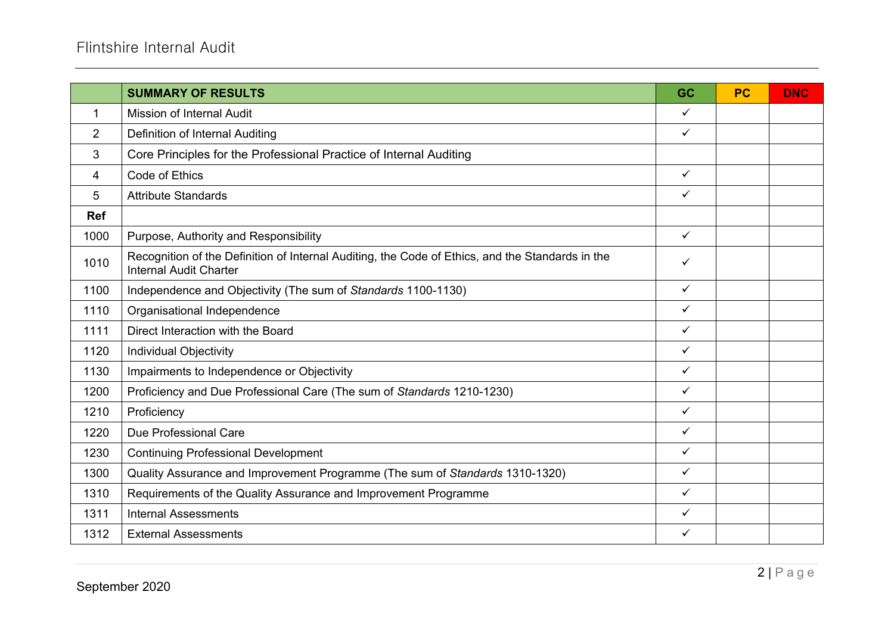| | SUMMARY OF RESULTS | GC | PC | DNC |
|---|---|---|---|---|
| 1 | Mission of Internal Audit | ✓ | | |
| 2 | Definition of Internal Auditing | ✓ | | |
| 3 | Core Principles for the Professional Practice of Internal Auditing | | | |
| 4 | Code of Ethics | ✓ | | |
| 5 | Attribute Standards | ✓ | | |
| **Ref** | | | | |
| 1000 | Purpose, Authority and Responsibility | ✓ | | |
| 1010 | Recognition of the Definition of Internal Auditing, the Code of Ethics, and the Standards in the Internal Audit Charter | ✓ | | |
| 1100 | Independence and Objectivity (The sum of *Standards* 1100-1130) | ✓ | | |
| 1110 | Organisational Independence | ✓ | | |
| 1111 | Direct Interaction with the Board | ✓ | | |
| 1120 | Individual Objectivity | ✓ | | |
| 1130 | Impairments to Independence or Objectivity | ✓ | | |
| 1200 | Proficiency and Due Professional Care (The sum of *Standards* 1210-1230) | ✓ | | |
| 1210 | Proficiency | ✓ | | |
| 1220 | Due Professional Care | ✓ | | |
| 1230 | Continuing Professional Development | ✓ | | |
| 1300 | Quality Assurance and Improvement Programme (The sum of *Standards* 1310-1320) | ✓ | | |
| 1310 | Requirements of the Quality Assurance and Improvement Programme | ✓ | | |
| 1311 | Internal Assessments | ✓ | | |
| 1312 | External Assessments | ✓ | | |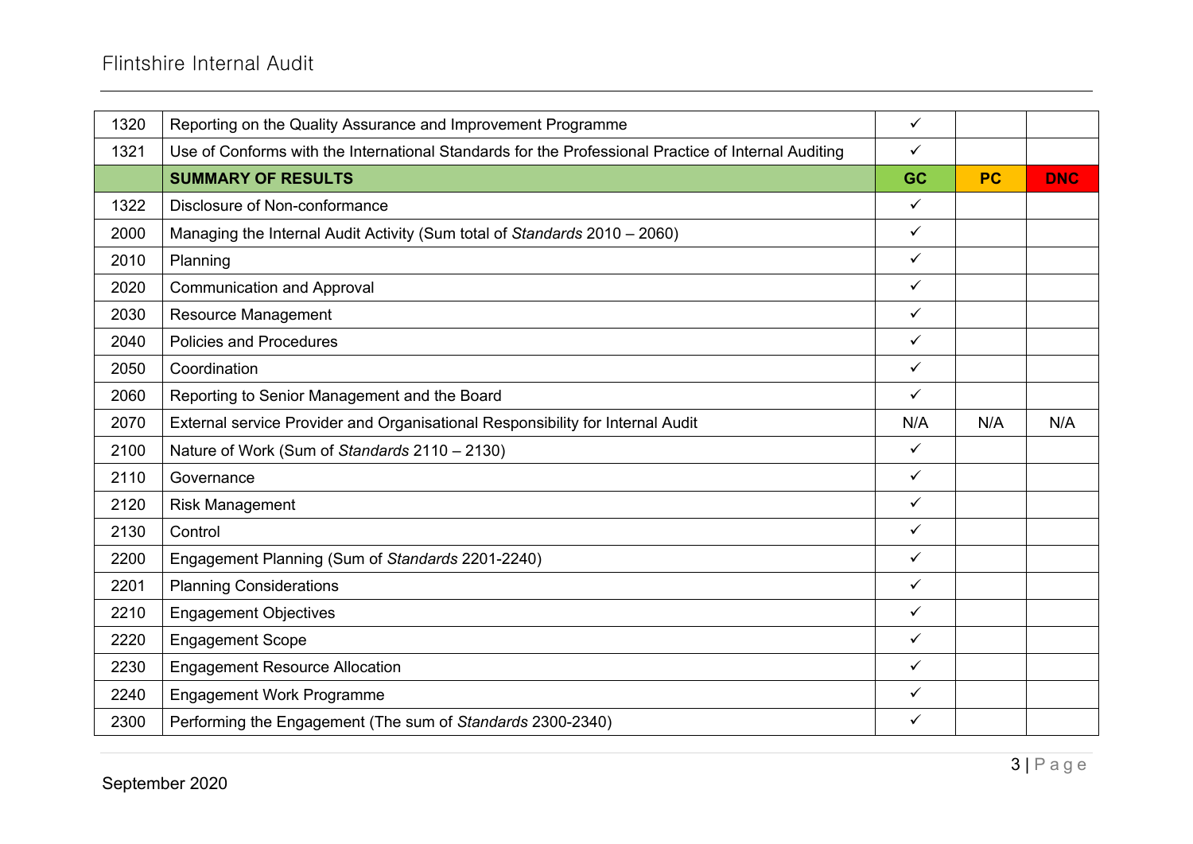| | | | | |
|---|---|---|---|---|
| 1320 | Reporting on the Quality Assurance and Improvement Programme | ✓ | | |
| 1321 | Use of Conforms with the International Standards for the Professional Practice of Internal Auditing | ✓ | | |
| | **SUMMARY OF RESULTS** | **GC** | **PC** | **DNC** |
| 1322 | Disclosure of Non-conformance | ✓ | | |
| 2000 | Managing the Internal Audit Activity (Sum total of *Standards* 2010 – 2060) | ✓ | | |
| 2010 | Planning | ✓ | | |
| 2020 | Communication and Approval | ✓ | | |
| 2030 | Resource Management | ✓ | | |
| 2040 | Policies and Procedures | ✓ | | |
| 2050 | Coordination | ✓ | | |
| 2060 | Reporting to Senior Management and the Board | ✓ | | |
| 2070 | External service Provider and Organisational Responsibility for Internal Audit | N/A | N/A | N/A |
| 2100 | Nature of Work (Sum of *Standards* 2110 – 2130) | ✓ | | |
| 2110 | Governance | ✓ | | |
| 2120 | Risk Management | ✓ | | |
| 2130 | Control | ✓ | | |
| 2200 | Engagement Planning (Sum of *Standards* 2201-2240) | ✓ | | |
| 2201 | Planning Considerations | ✓ | | |
| 2210 | Engagement Objectives | ✓ | | |
| 2220 | Engagement Scope | ✓ | | |
| 2230 | Engagement Resource Allocation | ✓ | | |
| 2240 | Engagement Work Programme | ✓ | | |
| 2300 | Performing the Engagement (The sum of *Standards* 2300-2340) | ✓ | | |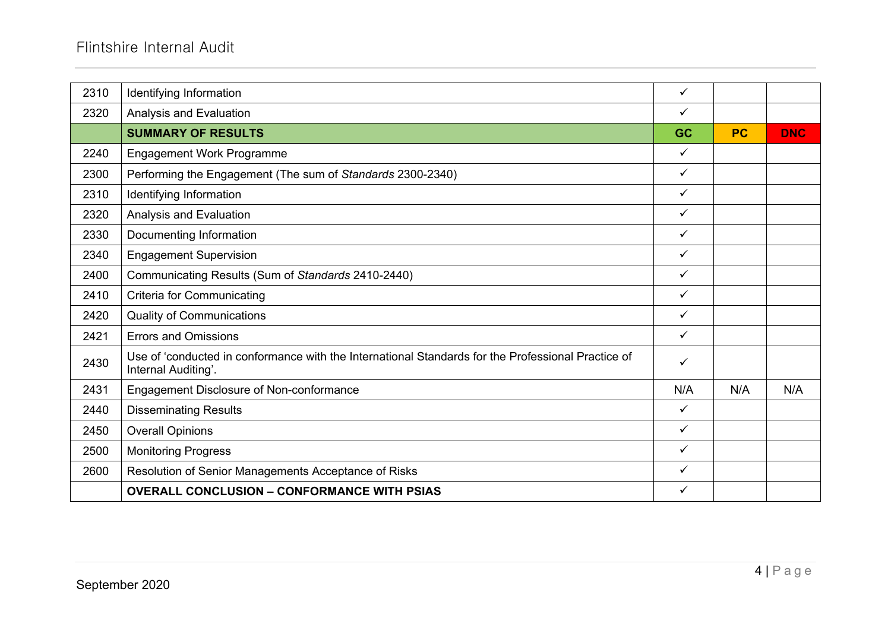| | | | | |
|---|---|---|---|---|
| 2310 | Identifying Information | ✓ | | |
| 2320 | Analysis and Evaluation | ✓ | | |
| | **SUMMARY OF RESULTS** | **GC** | **PC** | **DNC** |
| 2240 | Engagement Work Programme | ✓ | | |
| 2300 | Performing the Engagement (The sum of *Standards* 2300-2340) | ✓ | | |
| 2310 | Identifying Information | ✓ | | |
| 2320 | Analysis and Evaluation | ✓ | | |
| 2330 | Documenting Information | ✓ | | |
| 2340 | Engagement Supervision | ✓ | | |
| 2400 | Communicating Results (Sum of *Standards* 2410-2440) | ✓ | | |
| 2410 | Criteria for Communicating | ✓ | | |
| 2420 | Quality of Communications | ✓ | | |
| 2421 | Errors and Omissions | ✓ | | |
| 2430 | Use of 'conducted in conformance with the International Standards for the Professional Practice of Internal Auditing'. | ✓ | | |
| 2431 | Engagement Disclosure of Non-conformance | N/A | N/A | N/A |
| 2440 | Disseminating Results | ✓ | | |
| 2450 | Overall Opinions | ✓ | | |
| 2500 | Monitoring Progress | ✓ | | |
| 2600 | Resolution of Senior Managements Acceptance of Risks | ✓ | | |
| | **OVERALL CONCLUSION – CONFORMANCE WITH PSIAS** | ✓ | | |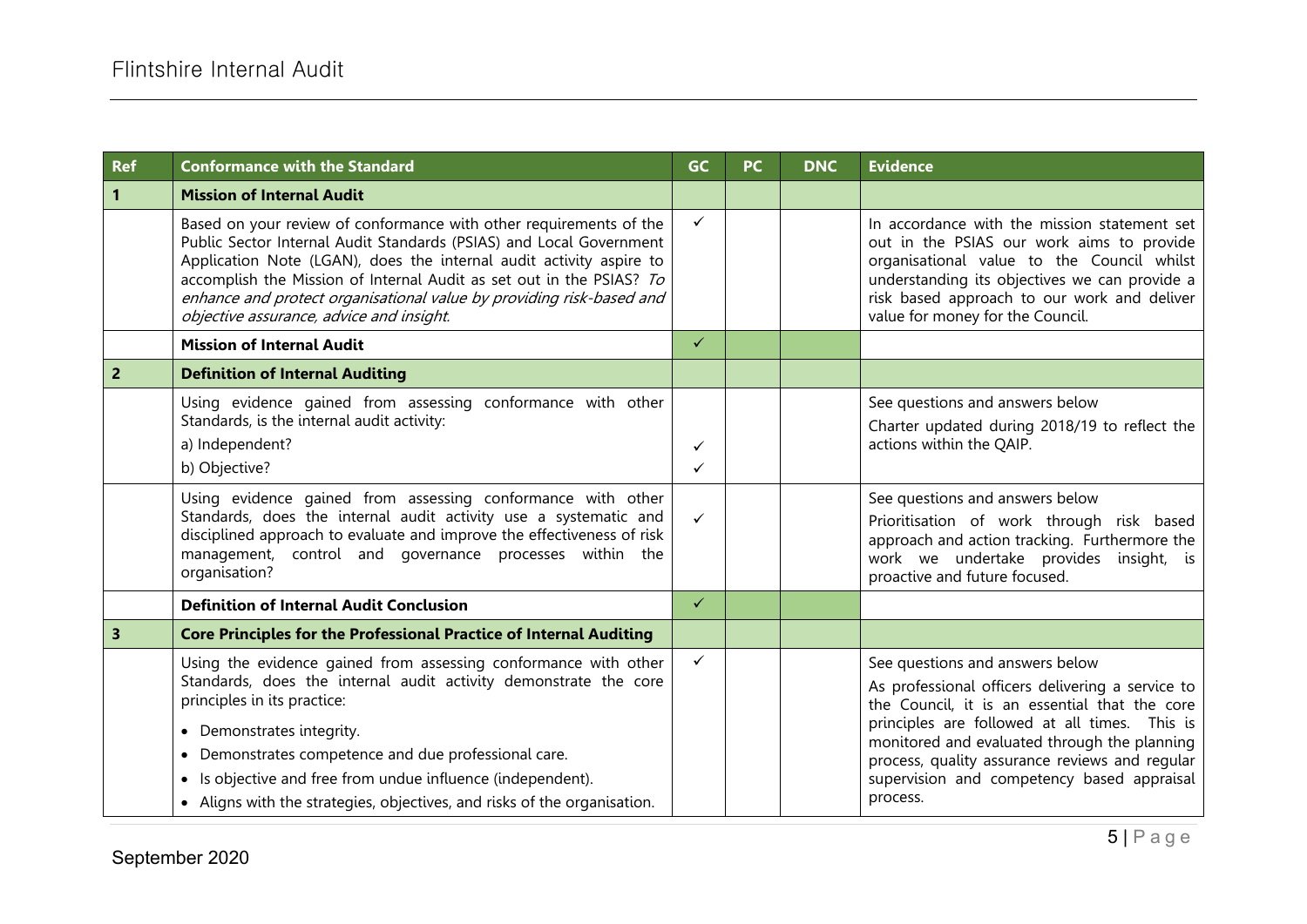| Ref | Conformance with the Standard | GC | PC | DNC | Evidence |
|---|---|---|---|---|---|
| **1** | **Mission of Internal Audit** | | | | |
| | Based on your review of conformance with other requirements of the Public Sector Internal Audit Standards (PSIAS) and Local Government Application Note (LGAN), does the internal audit activity aspire to accomplish the Mission of Internal Audit as set out in the PSIAS? *To enhance and protect organisational value by providing risk-based and objective assurance, advice and insight.* | ✓ | | | In accordance with the mission statement set out in the PSIAS our work aims to provide organisational value to the Council whilst understanding its objectives we can provide a risk based approach to our work and deliver value for money for the Council. |
| | **Mission of Internal Audit** | ✓ | | | |
| **2** | **Definition of Internal Auditing** | | | | |
| | Using evidence gained from assessing conformance with other Standards, is the internal audit activity:<br>a) Independent?<br>b) Objective? | <br>✓<br>✓ | | | See questions and answers below<br>Charter updated during 2018/19 to reflect the actions within the QAIP. |
| | Using evidence gained from assessing conformance with other Standards, does the internal audit activity use a systematic and disciplined approach to evaluate and improve the effectiveness of risk management, control and governance processes within the organisation? | ✓ | | | See questions and answers below<br>Prioritisation of work through risk based approach and action tracking. Furthermore the work we undertake provides insight, is proactive and future focused. |
| | **Definition of Internal Audit Conclusion** | ✓ | | | |
| **3** | **Core Principles for the Professional Practice of Internal Auditing** | | | | |
| | Using the evidence gained from assessing conformance with other Standards, does the internal audit activity demonstrate the core principles in its practice:<br>• Demonstrates integrity.<br>• Demonstrates competence and due professional care.<br>• Is objective and free from undue influence (independent).<br>• Aligns with the strategies, objectives, and risks of the organisation. | ✓ | | | See questions and answers below<br>As professional officers delivering a service to the Council, it is an essential that the core principles are followed at all times. This is monitored and evaluated through the planning process, quality assurance reviews and regular supervision and competency based appraisal process. |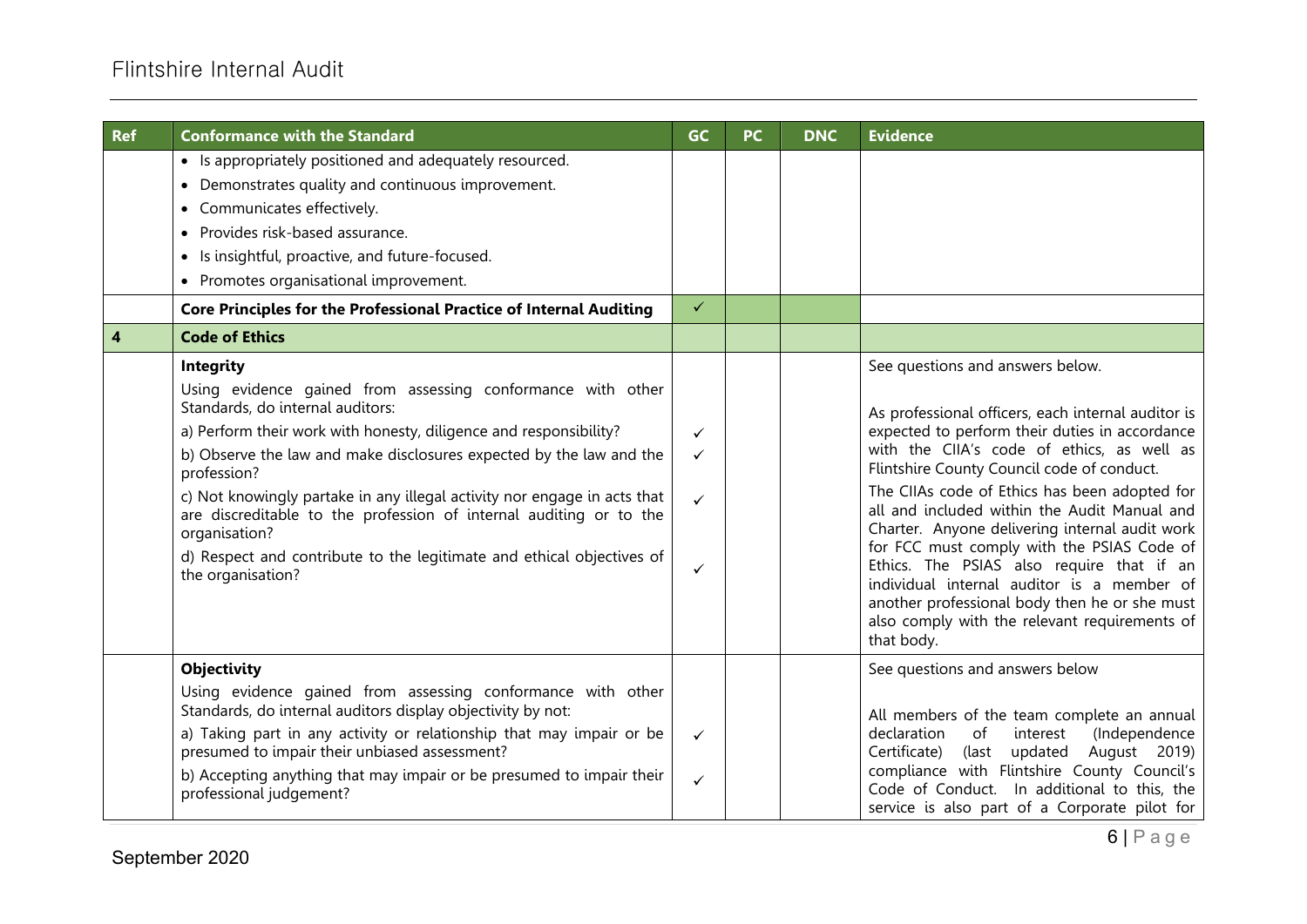| Ref | Conformance with the Standard | GC | PC | DNC | Evidence |
|---|---|---|---|---|---|
| | • Is appropriately positioned and adequately resourced.<br>• Demonstrates quality and continuous improvement.<br>• Communicates effectively.<br>• Provides risk-based assurance.<br>• Is insightful, proactive, and future-focused.<br>• Promotes organisational improvement. | | | | |
| | **Core Principles for the Professional Practice of Internal Auditing** | ✓ | | | |
| **4** | **Code of Ethics** | | | | |
| | **Integrity**<br>Using evidence gained from assessing conformance with other Standards, do internal auditors:<br>a) Perform their work with honesty, diligence and responsibility?<br>b) Observe the law and make disclosures expected by the law and the profession?<br>c) Not knowingly partake in any illegal activity nor engage in acts that are discreditable to the profession of internal auditing or to the organisation?<br>d) Respect and contribute to the legitimate and ethical objectives of the organisation? | <br><br>✓<br>✓<br><br>✓<br><br>✓ | | | See questions and answers below.<br><br>As professional officers, each internal auditor is expected to perform their duties in accordance with the CIIA's code of ethics, as well as Flintshire County Council code of conduct.<br>The CIIAs code of Ethics has been adopted for all and included within the Audit Manual and Charter. Anyone delivering internal audit work for FCC must comply with the PSIAS Code of Ethics. The PSIAS also require that if an individual internal auditor is a member of another professional body then he or she must also comply with the relevant requirements of that body. |
| | **Objectivity**<br>Using evidence gained from assessing conformance with other Standards, do internal auditors display objectivity by not:<br>a) Taking part in any activity or relationship that may impair or be presumed to impair their unbiased assessment?<br>b) Accepting anything that may impair or be presumed to impair their professional judgement? | <br><br>✓<br><br>✓ | | | See questions and answers below<br><br>All members of the team complete an annual declaration of interest (Independence Certificate) (last updated August 2019) compliance with Flintshire County Council's Code of Conduct. In additional to this, the service is also part of a Corporate pilot for |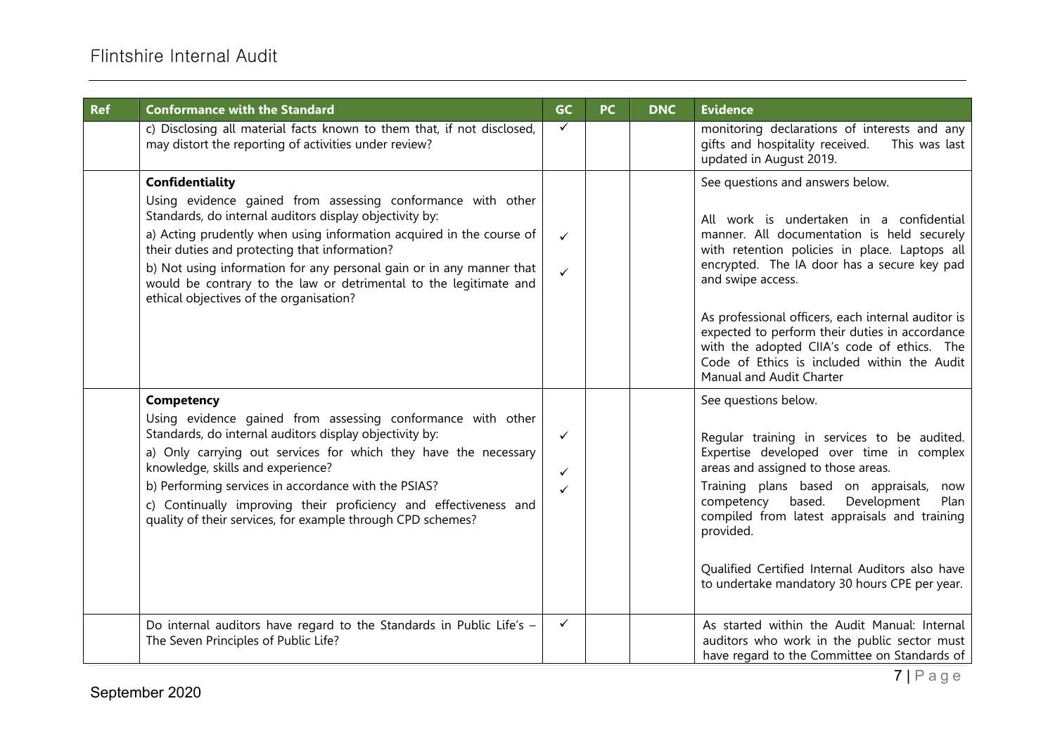| Ref | Conformance with the Standard | GC | PC | DNC | Evidence |
|---|---|---|---|---|---|
| | c) Disclosing all material facts known to them that, if not disclosed, may distort the reporting of activities under review? | ✓ | | | monitoring declarations of interests and any gifts and hospitality received. This was last updated in August 2019. |
| | **Confidentiality**<br>Using evidence gained from assessing conformance with other Standards, do internal auditors display objectivity by:<br>a) Acting prudently when using information acquired in the course of their duties and protecting that information?<br>b) Not using information for any personal gain or in any manner that would be contrary to the law or detrimental to the legitimate and ethical objectives of the organisation? | <br><br>✓<br>✓ | | | See questions and answers below.<br><br>All work is undertaken in a confidential manner. All documentation is held securely with retention policies in place. Laptops all encrypted. The IA door has a secure key pad and swipe access.<br><br>As professional officers, each internal auditor is expected to perform their duties in accordance with the adopted CIIA's code of ethics. The Code of Ethics is included within the Audit Manual and Audit Charter |
| | **Competency**<br>Using evidence gained from assessing conformance with other Standards, do internal auditors display objectivity by:<br>a) Only carrying out services for which they have the necessary knowledge, skills and experience?<br>b) Performing services in accordance with the PSIAS?<br>c) Continually improving their proficiency and effectiveness and quality of their services, for example through CPD schemes? | <br><br>✓<br>✓<br>✓ | | | See questions below.<br><br>Regular training in services to be audited. Expertise developed over time in complex areas and assigned to those areas.<br>Training plans based on appraisals, now competency based. Development Plan compiled from latest appraisals and training provided.<br><br>Qualified Certified Internal Auditors also have to undertake mandatory 30 hours CPE per year. |
| | Do internal auditors have regard to the Standards in Public Life's – The Seven Principles of Public Life? | ✓ | | | As started within the Audit Manual: Internal auditors who work in the public sector must have regard to the Committee on Standards of |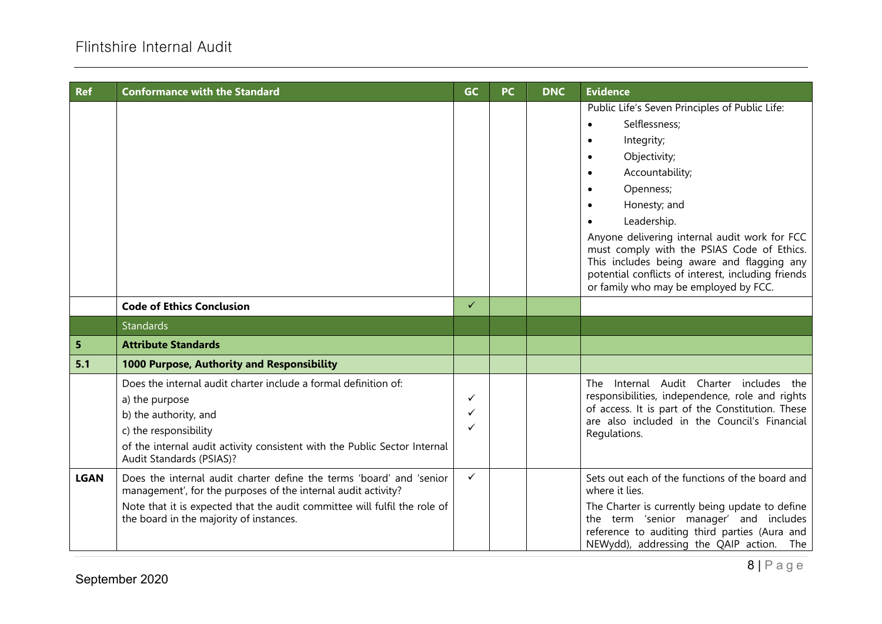| Ref | Conformance with the Standard | GC | PC | DNC | Evidence |
|---|---|---|---|---|---|
| | | | | | Public Life's Seven Principles of Public Life:<br>• Selflessness;<br>• Integrity;<br>• Objectivity;<br>• Accountability;<br>• Openness;<br>• Honesty; and<br>• Leadership.<br>Anyone delivering internal audit work for FCC must comply with the PSIAS Code of Ethics. This includes being aware and flagging any potential conflicts of interest, including friends or family who may be employed by FCC. |
| | **Code of Ethics Conclusion** | ✓ | | | |
| | Standards | | | | |
| **5** | **Attribute Standards** | | | | |
| **5.1** | **1000 Purpose, Authority and Responsibility** | | | | |
| | Does the internal audit charter include a formal definition of:<br>a) the purpose<br>b) the authority, and<br>c) the responsibility<br>of the internal audit activity consistent with the Public Sector Internal Audit Standards (PSIAS)? | ✓<br>✓<br>✓ | | | The Internal Audit Charter includes the responsibilities, independence, role and rights of access. It is part of the Constitution. These are also included in the Council's Financial Regulations. |
| **LGAN** | Does the internal audit charter define the terms 'board' and 'senior management', for the purposes of the internal audit activity?<br>Note that it is expected that the audit committee will fulfil the role of the board in the majority of instances. | ✓ | | | Sets out each of the functions of the board and where it lies.<br>The Charter is currently being update to define the term 'senior manager' and includes reference to auditing third parties (Aura and NEWydd), addressing the QAIP action. The |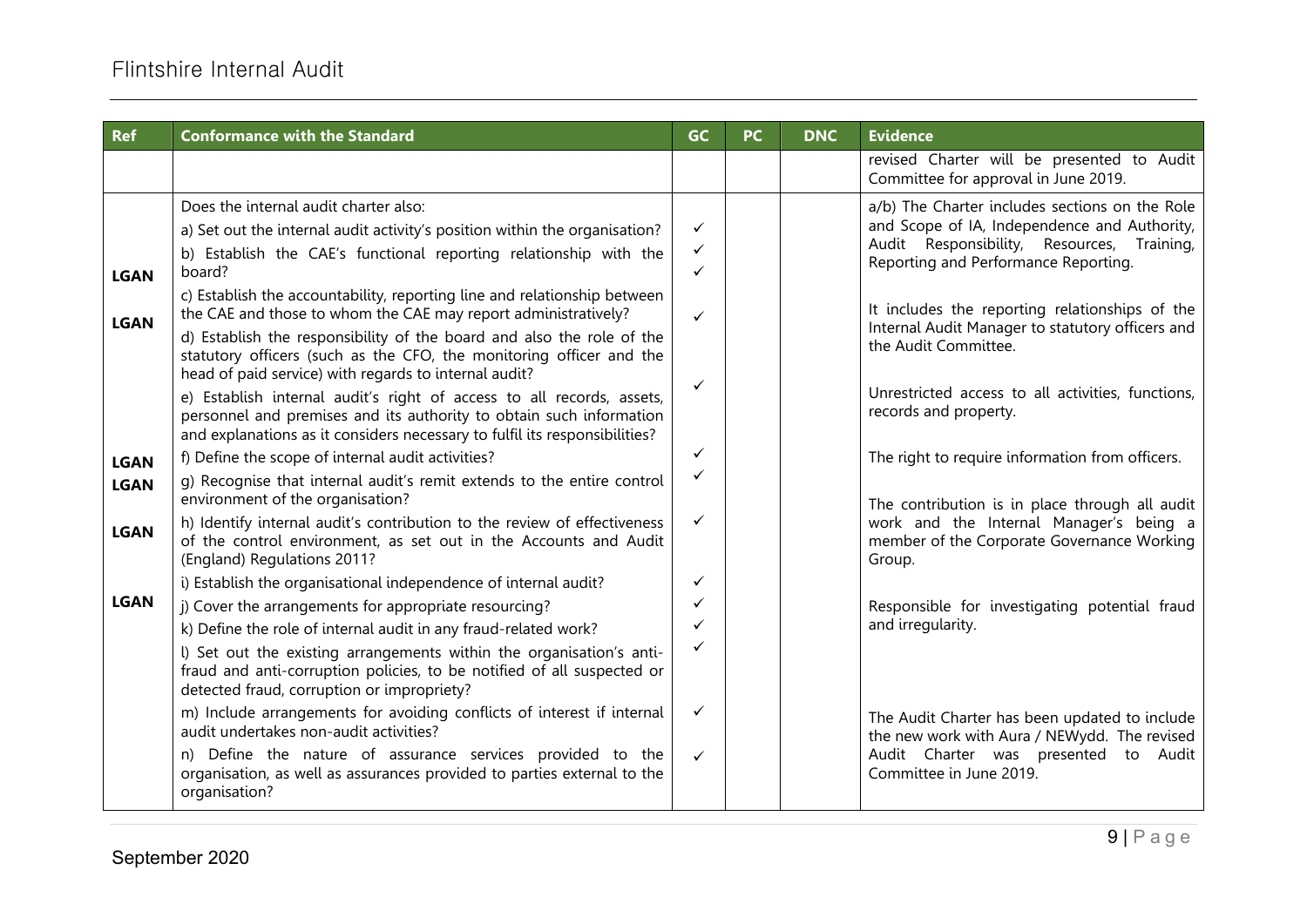| Ref | Conformance with the Standard | GC | PC | DNC | Evidence |
|---|---|---|---|---|---|
| | | | | | revised Charter will be presented to Audit Committee for approval in June 2019. |
| | Does the internal audit charter also: | | | | |
| | a) Set out the internal audit activity's position within the organisation? | ✓ | | | a/b) The Charter includes sections on the Role and Scope of IA, Independence and Authority, Audit Responsibility, Resources, Training, Reporting and Performance Reporting. |
| LGAN | b) Establish the CAE's functional reporting relationship with the board? | ✓ ✓ | | | |
| LGAN | c) Establish the accountability, reporting line and relationship between the CAE and those to whom the CAE may report administratively? | ✓ | | | It includes the reporting relationships of the Internal Audit Manager to statutory officers and the Audit Committee. |
| | d) Establish the responsibility of the board and also the role of the statutory officers (such as the CFO, the monitoring officer and the head of paid service) with regards to internal audit? | | | | |
| | e) Establish internal audit's right of access to all records, assets, personnel and premises and its authority to obtain such information and explanations as it considers necessary to fulfil its responsibilities? | ✓ | | | Unrestricted access to all activities, functions, records and property. |
| LGAN | f) Define the scope of internal audit activities? | ✓ | | | The right to require information from officers. |
| LGAN | g) Recognise that internal audit's remit extends to the entire control environment of the organisation? | ✓ | | | |
| LGAN | h) Identify internal audit's contribution to the review of effectiveness of the control environment, as set out in the Accounts and Audit (England) Regulations 2011? | ✓ | | | The contribution is in place through all audit work and the Internal Manager's being a member of the Corporate Governance Working Group. |
| | i) Establish the organisational independence of internal audit? | ✓ | | | |
| LGAN | j) Cover the arrangements for appropriate resourcing? | ✓ | | | Responsible for investigating potential fraud and irregularity. |
| | k) Define the role of internal audit in any fraud-related work? | ✓ | | | |
| | l) Set out the existing arrangements within the organisation's anti-fraud and anti-corruption policies, to be notified of all suspected or detected fraud, corruption or impropriety? | ✓ | | | |
| | m) Include arrangements for avoiding conflicts of interest if internal audit undertakes non-audit activities? | ✓ | | | The Audit Charter has been updated to include the new work with Aura / NEWydd. The revised Audit Charter was presented to Audit Committee in June 2019. |
| | n) Define the nature of assurance services provided to the organisation, as well as assurances provided to parties external to the organisation? | ✓ | | | |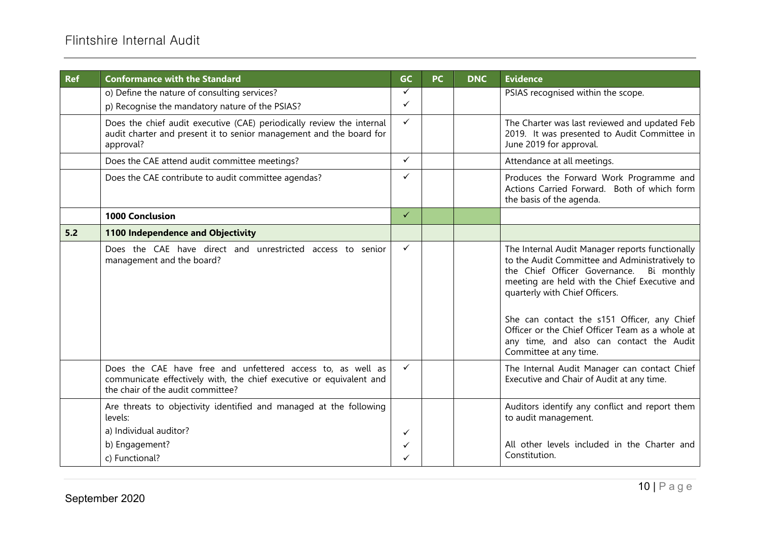| Ref | Conformance with the Standard | GC | PC | DNC | Evidence |
|---|---|---|---|---|---|
| | o) Define the nature of consulting services?<br>p) Recognise the mandatory nature of the PSIAS? | ✓<br>✓ | | | PSIAS recognised within the scope. |
| | Does the chief audit executive (CAE) periodically review the internal audit charter and present it to senior management and the board for approval? | ✓ | | | The Charter was last reviewed and updated Feb 2019. It was presented to Audit Committee in June 2019 for approval. |
| | Does the CAE attend audit committee meetings? | ✓ | | | Attendance at all meetings. |
| | Does the CAE contribute to audit committee agendas? | ✓ | | | Produces the Forward Work Programme and Actions Carried Forward. Both of which form the basis of the agenda. |
| | **1000 Conclusion** | ✓ | | | |
| **5.2** | **1100 Independence and Objectivity** | | | | |
| | Does the CAE have direct and unrestricted access to senior management and the board? | ✓ | | | The Internal Audit Manager reports functionally to the Audit Committee and Administratively to the Chief Officer Governance. Bi monthly meeting are held with the Chief Executive and quarterly with Chief Officers.<br><br>She can contact the s151 Officer, any Chief Officer or the Chief Officer Team as a whole at any time, and also can contact the Audit Committee at any time. |
| | Does the CAE have free and unfettered access to, as well as communicate effectively with, the chief executive or equivalent and the chair of the audit committee? | ✓ | | | The Internal Audit Manager can contact Chief Executive and Chair of Audit at any time. |
| | Are threats to objectivity identified and managed at the following levels:<br>a) Individual auditor?<br>b) Engagement?<br>c) Functional? | <br><br>✓<br>✓<br>✓ | | | Auditors identify any conflict and report them to audit management.<br><br>All other levels included in the Charter and Constitution. |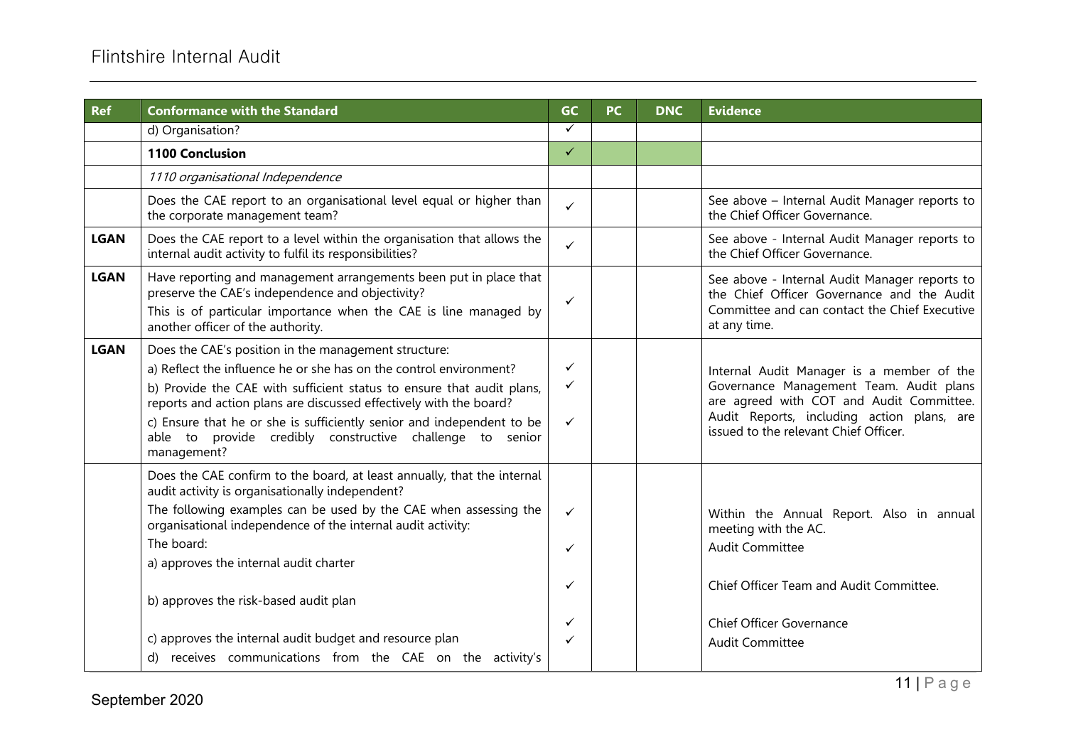| Ref | Conformance with the Standard | GC | PC | DNC | Evidence |
|---|---|---|---|---|---|
| | d) Organisation? | ✓ | | | |
| | **1100 Conclusion** | ✓ | | | |
| | *1110 organisational Independence* | | | | |
| | Does the CAE report to an organisational level equal or higher than the corporate management team? | ✓ | | | See above – Internal Audit Manager reports to the Chief Officer Governance. |
| **LGAN** | Does the CAE report to a level within the organisation that allows the internal audit activity to fulfil its responsibilities? | ✓ | | | See above - Internal Audit Manager reports to the Chief Officer Governance. |
| **LGAN** | Have reporting and management arrangements been put in place that preserve the CAE's independence and objectivity?<br>This is of particular importance when the CAE is line managed by another officer of the authority. | ✓ | | | See above - Internal Audit Manager reports to the Chief Officer Governance and the Audit Committee and can contact the Chief Executive at any time. |
| **LGAN** | Does the CAE's position in the management structure:<br>a) Reflect the influence he or she has on the control environment?<br>b) Provide the CAE with sufficient status to ensure that audit plans, reports and action plans are discussed effectively with the board?<br>c) Ensure that he or she is sufficiently senior and independent to be able to provide credibly constructive challenge to senior management? | ✓<br>✓<br>✓ | | | Internal Audit Manager is a member of the Governance Management Team. Audit plans are agreed with COT and Audit Committee. Audit Reports, including action plans, are issued to the relevant Chief Officer. |
| | Does the CAE confirm to the board, at least annually, that the internal audit activity is organisationally independent?<br>The following examples can be used by the CAE when assessing the organisational independence of the internal audit activity:<br>The board:<br>a) approves the internal audit charter<br>b) approves the risk-based audit plan<br>c) approves the internal audit budget and resource plan<br>d) receives communications from the CAE on the activity's | ✓<br>✓<br>✓<br>✓<br>✓ | | | Within the Annual Report. Also in annual meeting with the AC.<br>Audit Committee<br>Chief Officer Team and Audit Committee.<br>Chief Officer Governance<br>Audit Committee |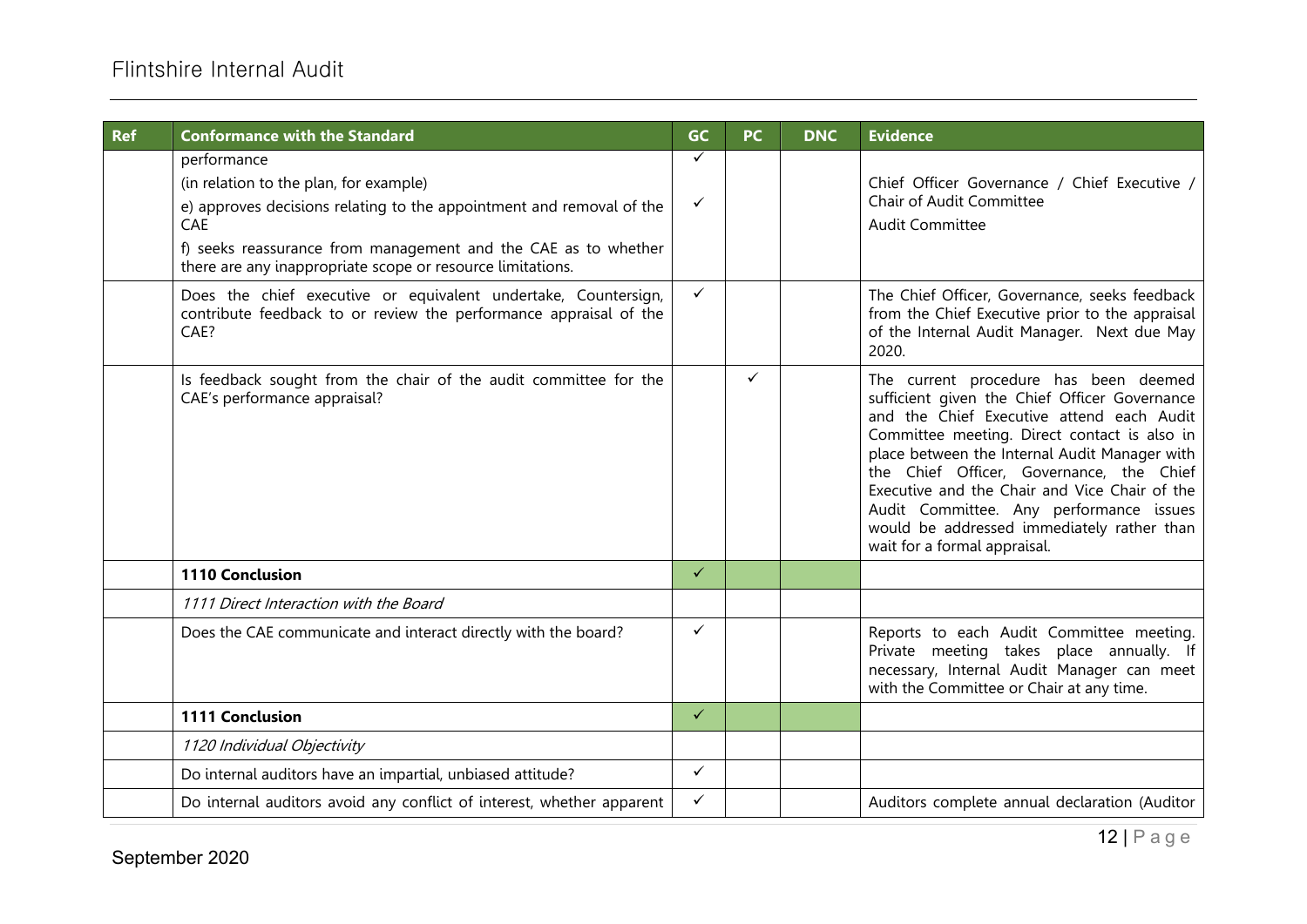| Ref | Conformance with the Standard | GC | PC | DNC | Evidence |
|---|---|---|---|---|---|
| | performance<br>(in relation to the plan, for example)<br>e) approves decisions relating to the appointment and removal of the CAE<br>f) seeks reassurance from management and the CAE as to whether there are any inappropriate scope or resource limitations. | ✓<br><br>✓ | | | Chief Officer Governance / Chief Executive / Chair of Audit Committee<br>Audit Committee |
| | Does the chief executive or equivalent undertake, Countersign, contribute feedback to or review the performance appraisal of the CAE? | ✓ | | | The Chief Officer, Governance, seeks feedback from the Chief Executive prior to the appraisal of the Internal Audit Manager. Next due May 2020. |
| | Is feedback sought from the chair of the audit committee for the CAE's performance appraisal? | | ✓ | | The current procedure has been deemed sufficient given the Chief Officer Governance and the Chief Executive attend each Audit Committee meeting. Direct contact is also in place between the Internal Audit Manager with the Chief Officer, Governance, the Chief Executive and the Chair and Vice Chair of the Audit Committee. Any performance issues would be addressed immediately rather than wait for a formal appraisal. |
| | **1110 Conclusion** | ✓ | | | |
| | *1111 Direct Interaction with the Board* | | | | |
| | Does the CAE communicate and interact directly with the board? | ✓ | | | Reports to each Audit Committee meeting. Private meeting takes place annually. If necessary, Internal Audit Manager can meet with the Committee or Chair at any time. |
| | **1111 Conclusion** | ✓ | | | |
| | *1120 Individual Objectivity* | | | | |
| | Do internal auditors have an impartial, unbiased attitude? | ✓ | | | |
| | Do internal auditors avoid any conflict of interest, whether apparent | ✓ | | | Auditors complete annual declaration (Auditor |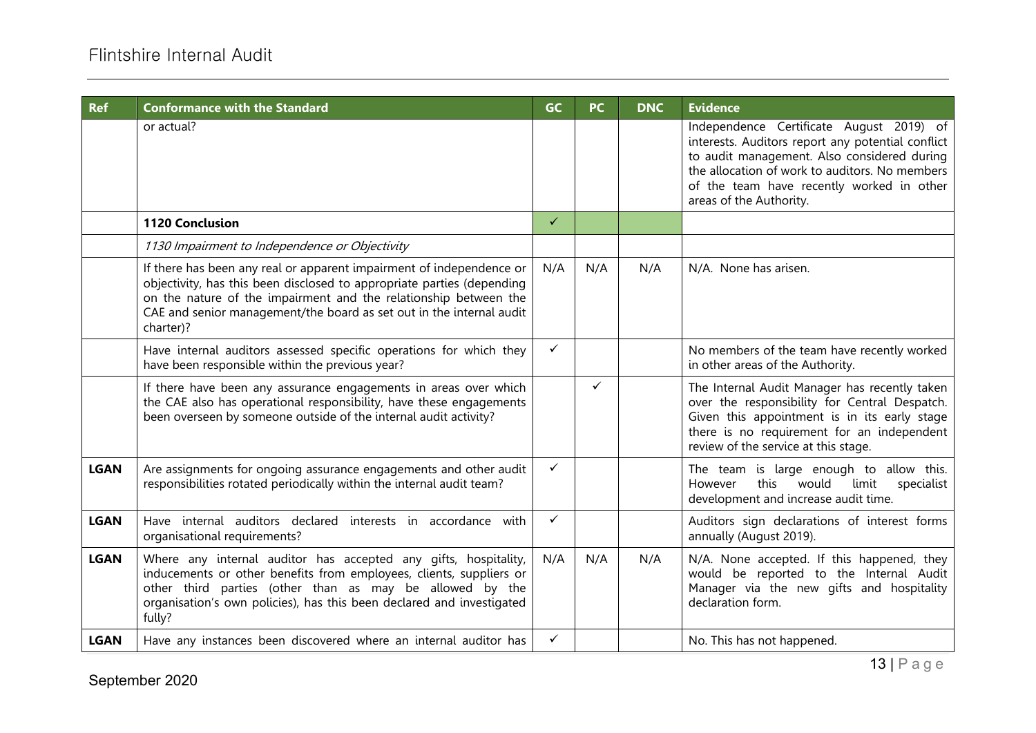| Ref | Conformance with the Standard | GC | PC | DNC | Evidence |
|---|---|---|---|---|---|
| | or actual? | | | | Independence Certificate August 2019) of interests. Auditors report any potential conflict to audit management. Also considered during the allocation of work to auditors. No members of the team have recently worked in other areas of the Authority. |
| | **1120 Conclusion** | ✓ | | | |
| | *1130 Impairment to Independence or Objectivity* | | | | |
| | If there has been any real or apparent impairment of independence or objectivity, has this been disclosed to appropriate parties (depending on the nature of the impairment and the relationship between the CAE and senior management/the board as set out in the internal audit charter)? | N/A | N/A | N/A | N/A. None has arisen. |
| | Have internal auditors assessed specific operations for which they have been responsible within the previous year? | ✓ | | | No members of the team have recently worked in other areas of the Authority. |
| | If there have been any assurance engagements in areas over which the CAE also has operational responsibility, have these engagements been overseen by someone outside of the internal audit activity? | | ✓ | | The Internal Audit Manager has recently taken over the responsibility for Central Despatch. Given this appointment is in its early stage there is no requirement for an independent review of the service at this stage. |
| **LGAN** | Are assignments for ongoing assurance engagements and other audit responsibilities rotated periodically within the internal audit team? | ✓ | | | The team is large enough to allow this. However this would limit specialist development and increase audit time. |
| **LGAN** | Have internal auditors declared interests in accordance with organisational requirements? | ✓ | | | Auditors sign declarations of interest forms annually (August 2019). |
| **LGAN** | Where any internal auditor has accepted any gifts, hospitality, inducements or other benefits from employees, clients, suppliers or other third parties (other than as may be allowed by the organisation's own policies), has this been declared and investigated fully? | N/A | N/A | N/A | N/A. None accepted. If this happened, they would be reported to the Internal Audit Manager via the new gifts and hospitality declaration form. |
| **LGAN** | Have any instances been discovered where an internal auditor has | ✓ | | | No. This has not happened. |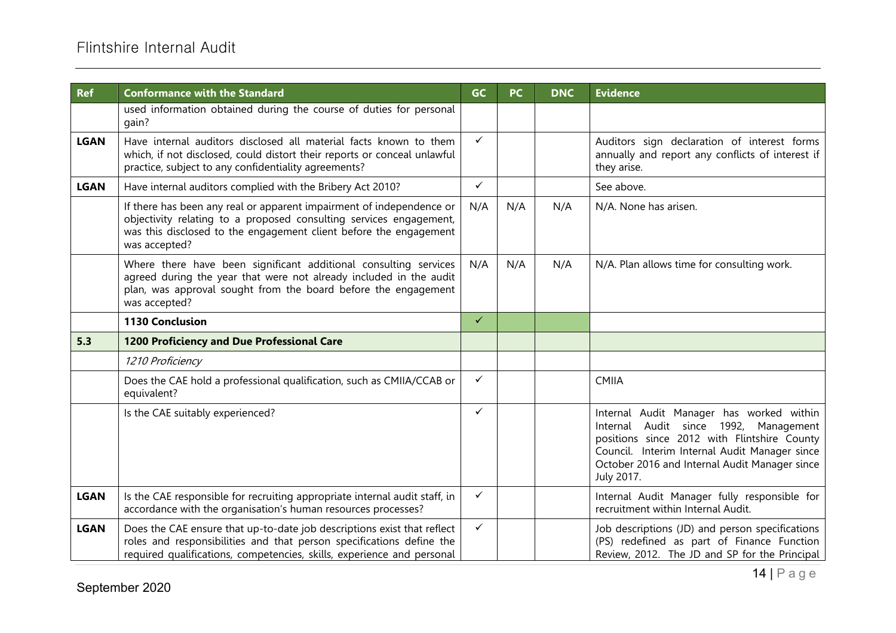| Ref | Conformance with the Standard | GC | PC | DNC | Evidence |
|---|---|---|---|---|---|
| | used information obtained during the course of duties for personal gain? | | | | |
| **LGAN** | Have internal auditors disclosed all material facts known to them which, if not disclosed, could distort their reports or conceal unlawful practice, subject to any confidentiality agreements? | ✓ | | | Auditors sign declaration of interest forms annually and report any conflicts of interest if they arise. |
| **LGAN** | Have internal auditors complied with the Bribery Act 2010? | ✓ | | | See above. |
| | If there has been any real or apparent impairment of independence or objectivity relating to a proposed consulting services engagement, was this disclosed to the engagement client before the engagement was accepted? | N/A | N/A | N/A | N/A. None has arisen. |
| | Where there have been significant additional consulting services agreed during the year that were not already included in the audit plan, was approval sought from the board before the engagement was accepted? | N/A | N/A | N/A | N/A. Plan allows time for consulting work. |
| | **1130 Conclusion** | ✓ | | | |
| **5.3** | **1200 Proficiency and Due Professional Care** | | | | |
| | *1210 Proficiency* | | | | |
| | Does the CAE hold a professional qualification, such as CMIIA/CCAB or equivalent? | ✓ | | | CMIIA |
| | Is the CAE suitably experienced? | ✓ | | | Internal Audit Manager has worked within Internal Audit since 1992, Management positions since 2012 with Flintshire County Council. Interim Internal Audit Manager since October 2016 and Internal Audit Manager since July 2017. |
| **LGAN** | Is the CAE responsible for recruiting appropriate internal audit staff, in accordance with the organisation's human resources processes? | ✓ | | | Internal Audit Manager fully responsible for recruitment within Internal Audit. |
| **LGAN** | Does the CAE ensure that up-to-date job descriptions exist that reflect roles and responsibilities and that person specifications define the required qualifications, competencies, skills, experience and personal | ✓ | | | Job descriptions (JD) and person specifications (PS) redefined as part of Finance Function Review, 2012. The JD and SP for the Principal |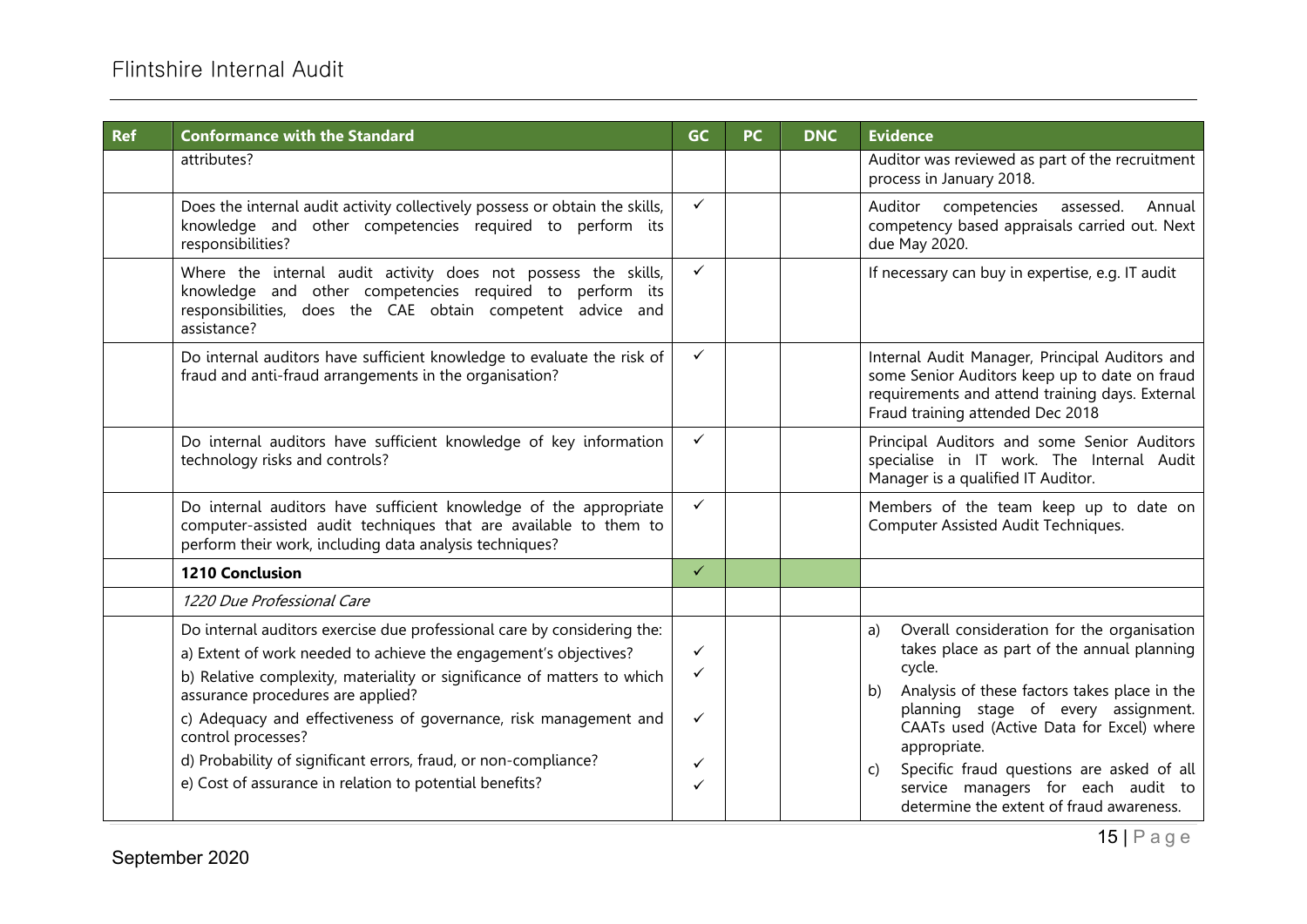| Ref | Conformance with the Standard | GC | PC | DNC | Evidence |
|---|---|---|---|---|---|
| | attributes? | | | | Auditor was reviewed as part of the recruitment process in January 2018. |
| | Does the internal audit activity collectively possess or obtain the skills, knowledge and other competencies required to perform its responsibilities? | ✓ | | | Auditor competencies assessed. Annual competency based appraisals carried out. Next due May 2020. |
| | Where the internal audit activity does not possess the skills, knowledge and other competencies required to perform its responsibilities, does the CAE obtain competent advice and assistance? | ✓ | | | If necessary can buy in expertise, e.g. IT audit |
| | Do internal auditors have sufficient knowledge to evaluate the risk of fraud and anti-fraud arrangements in the organisation? | ✓ | | | Internal Audit Manager, Principal Auditors and some Senior Auditors keep up to date on fraud requirements and attend training days. External Fraud training attended Dec 2018 |
| | Do internal auditors have sufficient knowledge of key information technology risks and controls? | ✓ | | | Principal Auditors and some Senior Auditors specialise in IT work. The Internal Audit Manager is a qualified IT Auditor. |
| | Do internal auditors have sufficient knowledge of the appropriate computer-assisted audit techniques that are available to them to perform their work, including data analysis techniques? | ✓ | | | Members of the team keep up to date on Computer Assisted Audit Techniques. |
| | **1210 Conclusion** | ✓ | | | |
| | *1220 Due Professional Care* | | | | |
| | Do internal auditors exercise due professional care by considering the:<br>a) Extent of work needed to achieve the engagement's objectives?<br>b) Relative complexity, materiality or significance of matters to which assurance procedures are applied?<br>c) Adequacy and effectiveness of governance, risk management and control processes?<br>d) Probability of significant errors, fraud, or non-compliance?<br>e) Cost of assurance in relation to potential benefits? | <br>✓<br>✓<br><br>✓<br><br>✓<br>✓ | | | a) Overall consideration for the organisation takes place as part of the annual planning cycle.<br>b) Analysis of these factors takes place in the planning stage of every assignment. CAATs used (Active Data for Excel) where appropriate.<br>c) Specific fraud questions are asked of all service managers for each audit to determine the extent of fraud awareness. |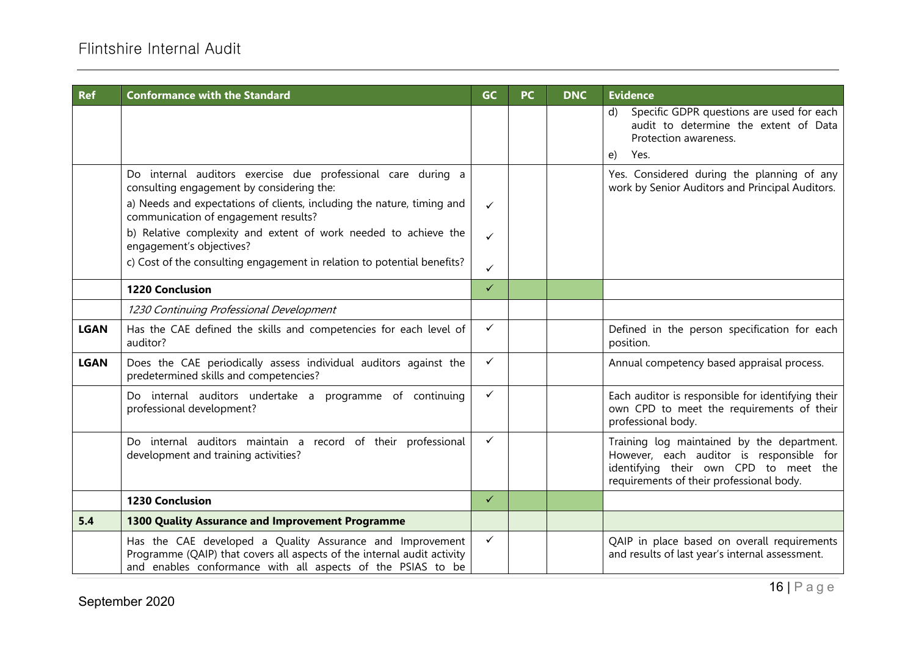| Ref | Conformance with the Standard | GC | PC | DNC | Evidence |
|---|---|---|---|---|---|
| | | | | | d) Specific GDPR questions are used for each audit to determine the extent of Data Protection awareness.<br>e) Yes. |
| | Do internal auditors exercise due professional care during a consulting engagement by considering the:<br>a) Needs and expectations of clients, including the nature, timing and communication of engagement results?<br>b) Relative complexity and extent of work needed to achieve the engagement's objectives?<br>c) Cost of the consulting engagement in relation to potential benefits? | <br>✓<br>✓<br>✓ | | | Yes. Considered during the planning of any work by Senior Auditors and Principal Auditors. |
| | **1220 Conclusion** | ✓ | | | |
| | *1230 Continuing Professional Development* | | | | |
| **LGAN** | Has the CAE defined the skills and competencies for each level of auditor? | ✓ | | | Defined in the person specification for each position. |
| **LGAN** | Does the CAE periodically assess individual auditors against the predetermined skills and competencies? | ✓ | | | Annual competency based appraisal process. |
| | Do internal auditors undertake a programme of continuing professional development? | ✓ | | | Each auditor is responsible for identifying their own CPD to meet the requirements of their professional body. |
| | Do internal auditors maintain a record of their professional development and training activities? | ✓ | | | Training log maintained by the department. However, each auditor is responsible for identifying their own CPD to meet the requirements of their professional body. |
| | **1230 Conclusion** | ✓ | | | |
| **5.4** | **1300 Quality Assurance and Improvement Programme** | | | | |
| | Has the CAE developed a Quality Assurance and Improvement Programme (QAIP) that covers all aspects of the internal audit activity and enables conformance with all aspects of the PSIAS to be | ✓ | | | QAIP in place based on overall requirements and results of last year's internal assessment. |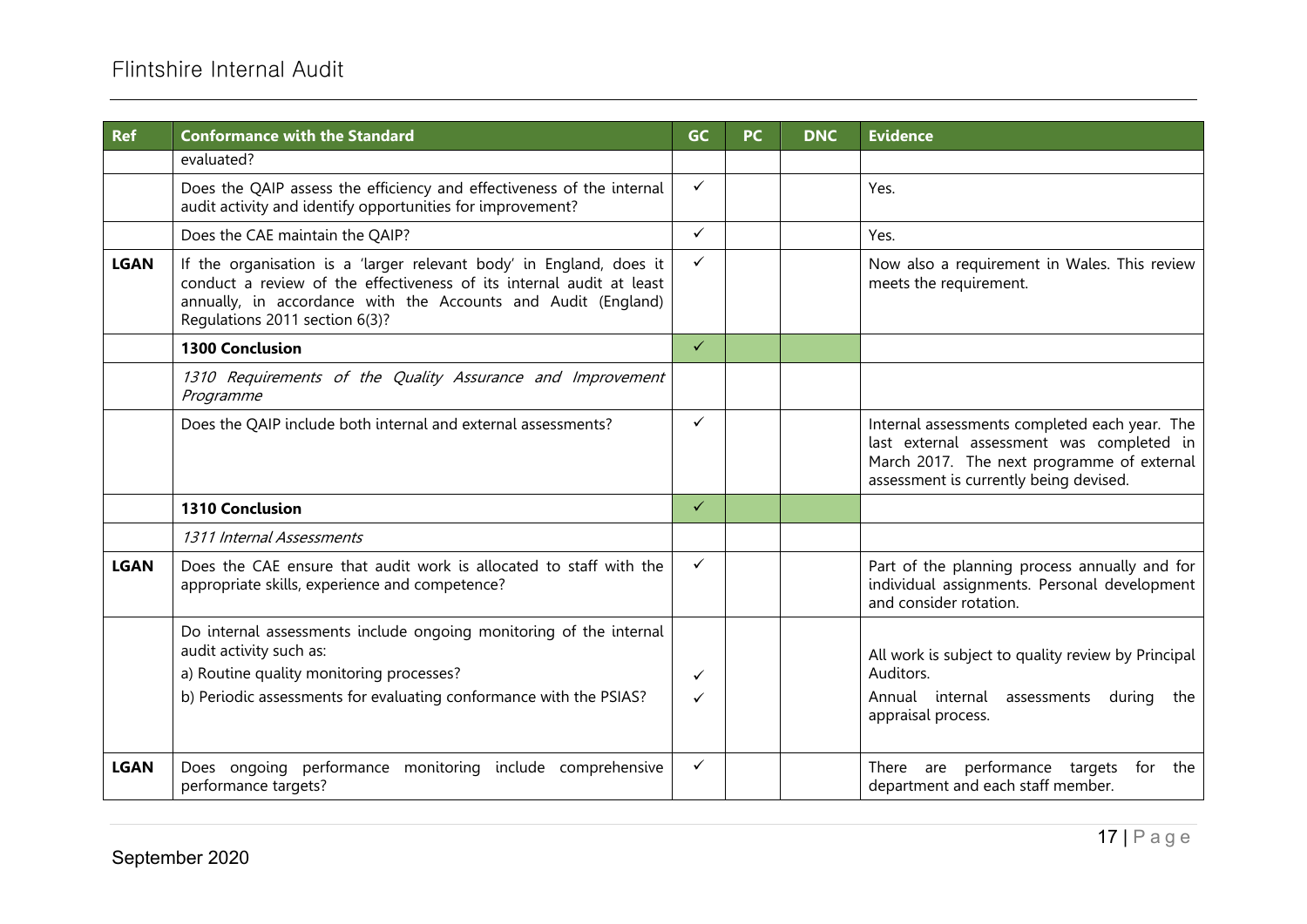| Ref | Conformance with the Standard | GC | PC | DNC | Evidence |
|---|---|---|---|---|---|
| | evaluated? | | | | |
| | Does the QAIP assess the efficiency and effectiveness of the internal audit activity and identify opportunities for improvement? | ✓ | | | Yes. |
| | Does the CAE maintain the QAIP? | ✓ | | | Yes. |
| **LGAN** | If the organisation is a 'larger relevant body' in England, does it conduct a review of the effectiveness of its internal audit at least annually, in accordance with the Accounts and Audit (England) Regulations 2011 section 6(3)? | ✓ | | | Now also a requirement in Wales. This review meets the requirement. |
| | **1300 Conclusion** | ✓ | | | |
| | *1310 Requirements of the Quality Assurance and Improvement Programme* | | | | |
| | Does the QAIP include both internal and external assessments? | ✓ | | | Internal assessments completed each year. The last external assessment was completed in March 2017. The next programme of external assessment is currently being devised. |
| | **1310 Conclusion** | ✓ | | | |
| | *1311 Internal Assessments* | | | | |
| **LGAN** | Does the CAE ensure that audit work is allocated to staff with the appropriate skills, experience and competence? | ✓ | | | Part of the planning process annually and for individual assignments. Personal development and consider rotation. |
| | Do internal assessments include ongoing monitoring of the internal audit activity such as:<br>a) Routine quality monitoring processes?<br>b) Periodic assessments for evaluating conformance with the PSIAS? | <br><br>✓<br>✓ | | | All work is subject to quality review by Principal Auditors.<br>Annual internal assessments during the appraisal process. |
| **LGAN** | Does ongoing performance monitoring include comprehensive performance targets? | ✓ | | | There are performance targets for the department and each staff member. |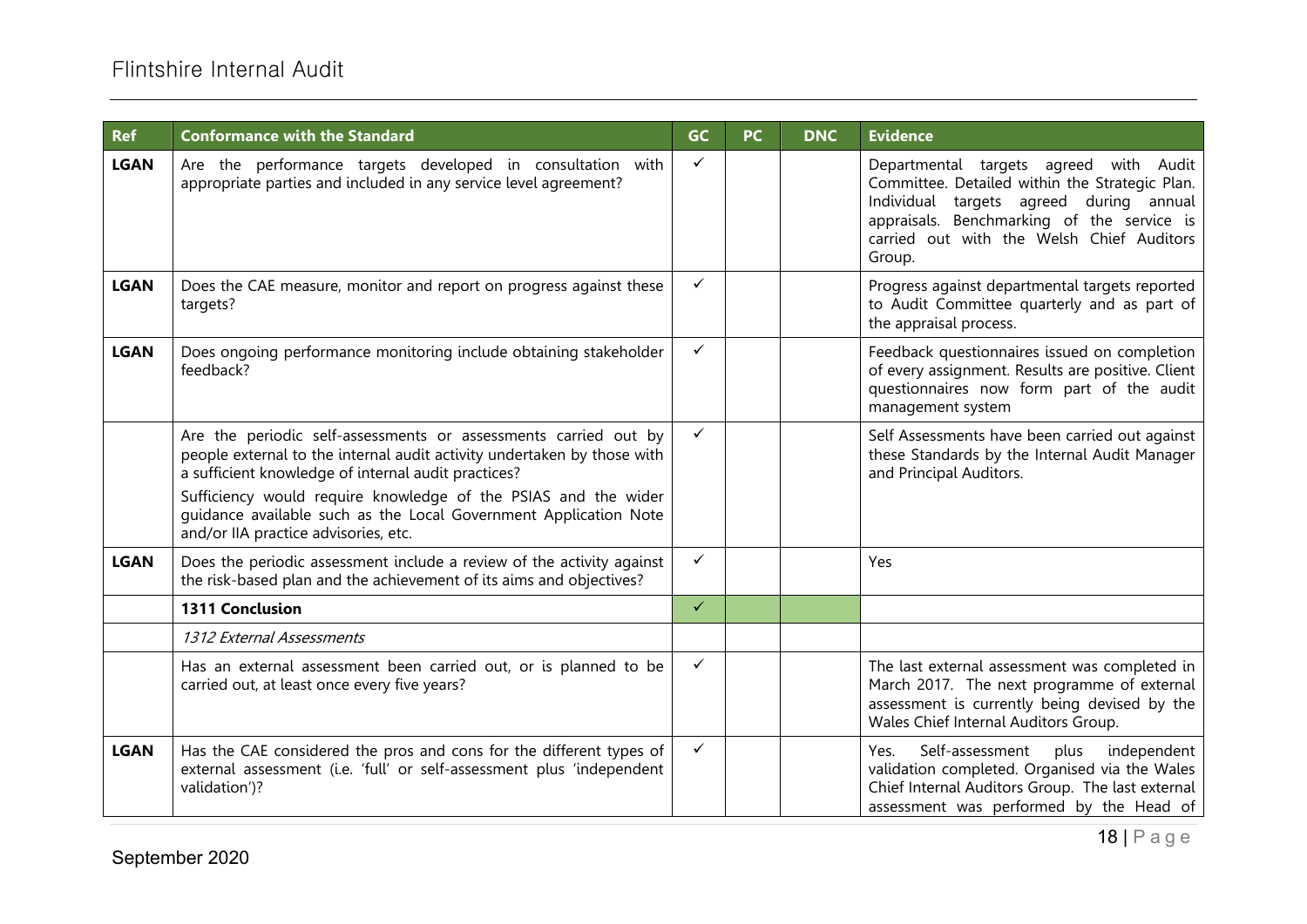| Ref | Conformance with the Standard | GC | PC | DNC | Evidence |
|---|---|---|---|---|---|
| **LGAN** | Are the performance targets developed in consultation with appropriate parties and included in any service level agreement? | ✓ | | | Departmental targets agreed with Audit Committee. Detailed within the Strategic Plan. Individual targets agreed during annual appraisals. Benchmarking of the service is carried out with the Welsh Chief Auditors Group. |
| **LGAN** | Does the CAE measure, monitor and report on progress against these targets? | ✓ | | | Progress against departmental targets reported to Audit Committee quarterly and as part of the appraisal process. |
| **LGAN** | Does ongoing performance monitoring include obtaining stakeholder feedback? | ✓ | | | Feedback questionnaires issued on completion of every assignment. Results are positive. Client questionnaires now form part of the audit management system |
| | Are the periodic self-assessments or assessments carried out by people external to the internal audit activity undertaken by those with a sufficient knowledge of internal audit practices?<br><br>Sufficiency would require knowledge of the PSIAS and the wider guidance available such as the Local Government Application Note and/or IIA practice advisories, etc. | ✓ | | | Self Assessments have been carried out against these Standards by the Internal Audit Manager and Principal Auditors. |
| **LGAN** | Does the periodic assessment include a review of the activity against the risk-based plan and the achievement of its aims and objectives? | ✓ | | | Yes |
| | **1311 Conclusion** | ✓ | | | |
| | *1312 External Assessments* | | | | |
| | Has an external assessment been carried out, or is planned to be carried out, at least once every five years? | ✓ | | | The last external assessment was completed in March 2017. The next programme of external assessment is currently being devised by the Wales Chief Internal Auditors Group. |
| **LGAN** | Has the CAE considered the pros and cons for the different types of external assessment (i.e. 'full' or self-assessment plus 'independent validation')? | ✓ | | | Yes. Self-assessment plus independent validation completed. Organised via the Wales Chief Internal Auditors Group. The last external assessment was performed by the Head of |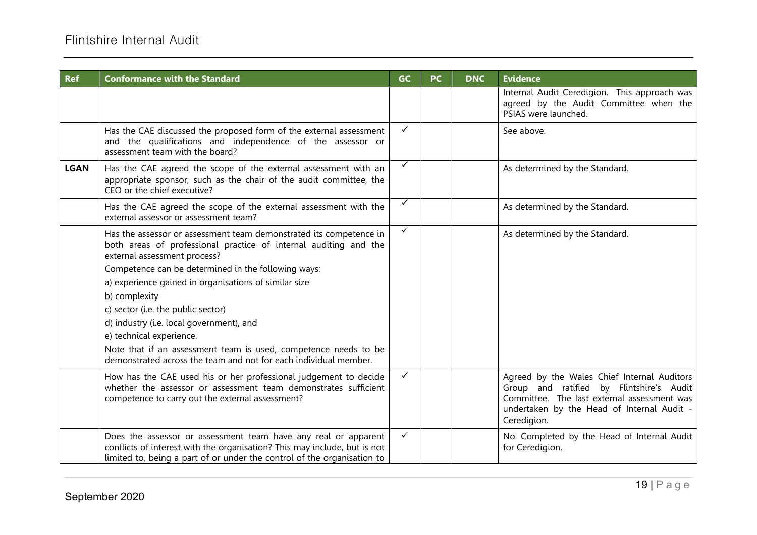| Ref | Conformance with the Standard | GC | PC | DNC | Evidence |
|---|---|---|---|---|---|
| | | | | | Internal Audit Ceredigion. This approach was agreed by the Audit Committee when the PSIAS were launched. |
| | Has the CAE discussed the proposed form of the external assessment and the qualifications and independence of the assessor or assessment team with the board? | ✓ | | | See above. |
| **LGAN** | Has the CAE agreed the scope of the external assessment with an appropriate sponsor, such as the chair of the audit committee, the CEO or the chief executive? | ✓ | | | As determined by the Standard. |
| | Has the CAE agreed the scope of the external assessment with the external assessor or assessment team? | ✓ | | | As determined by the Standard. |
| | Has the assessor or assessment team demonstrated its competence in both areas of professional practice of internal auditing and the external assessment process?<br>Competence can be determined in the following ways:<br>a) experience gained in organisations of similar size<br>b) complexity<br>c) sector (i.e. the public sector)<br>d) industry (i.e. local government), and<br>e) technical experience.<br>Note that if an assessment team is used, competence needs to be demonstrated across the team and not for each individual member. | ✓ | | | As determined by the Standard. |
| | How has the CAE used his or her professional judgement to decide whether the assessor or assessment team demonstrates sufficient competence to carry out the external assessment? | ✓ | | | Agreed by the Wales Chief Internal Auditors Group and ratified by Flintshire's Audit Committee. The last external assessment was undertaken by the Head of Internal Audit - Ceredigion. |
| | Does the assessor or assessment team have any real or apparent conflicts of interest with the organisation? This may include, but is not limited to, being a part of or under the control of the organisation to | ✓ | | | No. Completed by the Head of Internal Audit for Ceredigion. |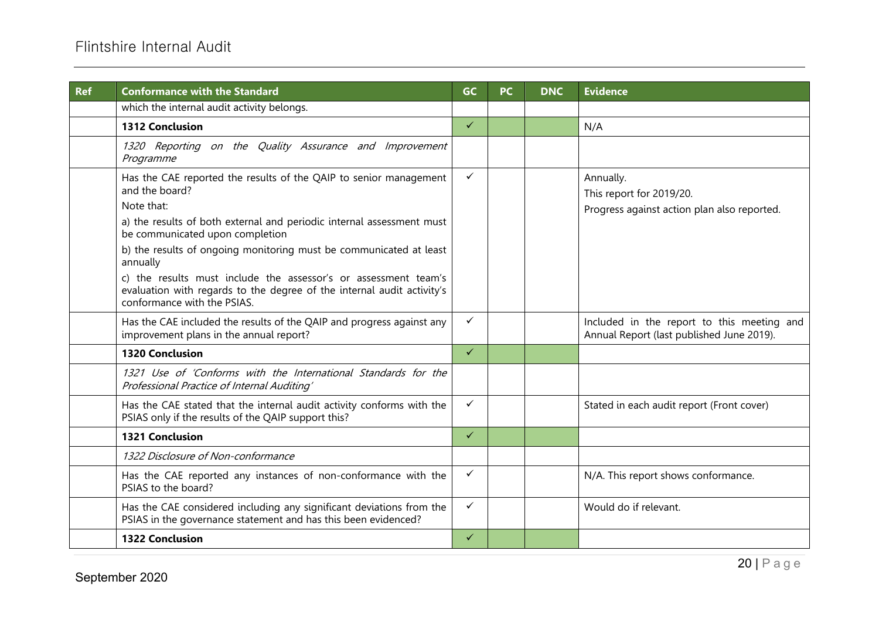| Ref | Conformance with the Standard | GC | PC | DNC | Evidence |
|---|---|---|---|---|---|
| | which the internal audit activity belongs. | | | | |
| | **1312 Conclusion** | ✓ | | | N/A |
| | *1320 Reporting on the Quality Assurance and Improvement Programme* | | | | |
| | Has the CAE reported the results of the QAIP to senior management and the board?<br>Note that:<br>a) the results of both external and periodic internal assessment must be communicated upon completion<br>b) the results of ongoing monitoring must be communicated at least annually<br>c) the results must include the assessor's or assessment team's evaluation with regards to the degree of the internal audit activity's conformance with the PSIAS. | ✓ | | | Annually.<br>This report for 2019/20.<br>Progress against action plan also reported. |
| | Has the CAE included the results of the QAIP and progress against any improvement plans in the annual report? | ✓ | | | Included in the report to this meeting and Annual Report (last published June 2019). |
| | **1320 Conclusion** | ✓ | | | |
| | *1321 Use of 'Conforms with the International Standards for the Professional Practice of Internal Auditing'* | | | | |
| | Has the CAE stated that the internal audit activity conforms with the PSIAS only if the results of the QAIP support this? | ✓ | | | Stated in each audit report (Front cover) |
| | **1321 Conclusion** | ✓ | | | |
| | *1322 Disclosure of Non-conformance* | | | | |
| | Has the CAE reported any instances of non-conformance with the PSIAS to the board? | ✓ | | | N/A. This report shows conformance. |
| | Has the CAE considered including any significant deviations from the PSIAS in the governance statement and has this been evidenced? | ✓ | | | Would do if relevant. |
| | **1322 Conclusion** | ✓ | | | |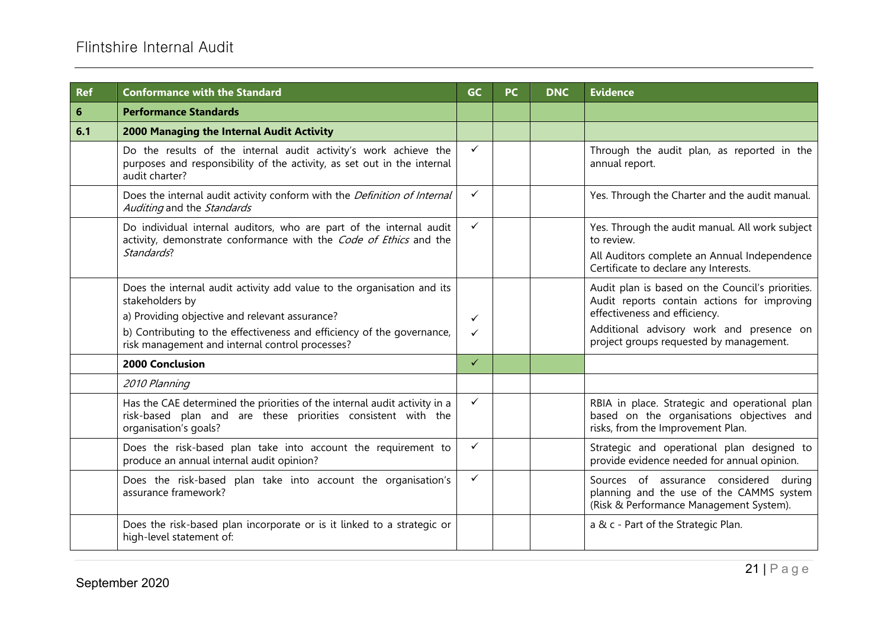| Ref | Conformance with the Standard | GC | PC | DNC | Evidence |
|---|---|---|---|---|---|
| **6** | **Performance Standards** | | | | |
| **6.1** | **2000 Managing the Internal Audit Activity** | | | | |
| | Do the results of the internal audit activity's work achieve the purposes and responsibility of the activity, as set out in the internal audit charter? | ✓ | | | Through the audit plan, as reported in the annual report. |
| | Does the internal audit activity conform with the *Definition of Internal Auditing* and the *Standards* | ✓ | | | Yes. Through the Charter and the audit manual. |
| | Do individual internal auditors, who are part of the internal audit activity, demonstrate conformance with the *Code of Ethics* and the *Standards*? | ✓ | | | Yes. Through the audit manual. All work subject to review.<br>All Auditors complete an Annual Independence Certificate to declare any Interests. |
| | Does the internal audit activity add value to the organisation and its stakeholders by<br>a) Providing objective and relevant assurance?<br>b) Contributing to the effectiveness and efficiency of the governance, risk management and internal control processes? | <br>✓<br>✓ | | | Audit plan is based on the Council's priorities. Audit reports contain actions for improving effectiveness and efficiency.<br>Additional advisory work and presence on project groups requested by management. |
| | **2000 Conclusion** | ✓ | | | |
| | *2010 Planning* | | | | |
| | Has the CAE determined the priorities of the internal audit activity in a risk-based plan and are these priorities consistent with the organisation's goals? | ✓ | | | RBIA in place. Strategic and operational plan based on the organisations objectives and risks, from the Improvement Plan. |
| | Does the risk-based plan take into account the requirement to produce an annual internal audit opinion? | ✓ | | | Strategic and operational plan designed to provide evidence needed for annual opinion. |
| | Does the risk-based plan take into account the organisation's assurance framework? | ✓ | | | Sources of assurance considered during planning and the use of the CAMMS system (Risk & Performance Management System). |
| | Does the risk-based plan incorporate or is it linked to a strategic or high-level statement of: | | | | a & c - Part of the Strategic Plan. |

September 2020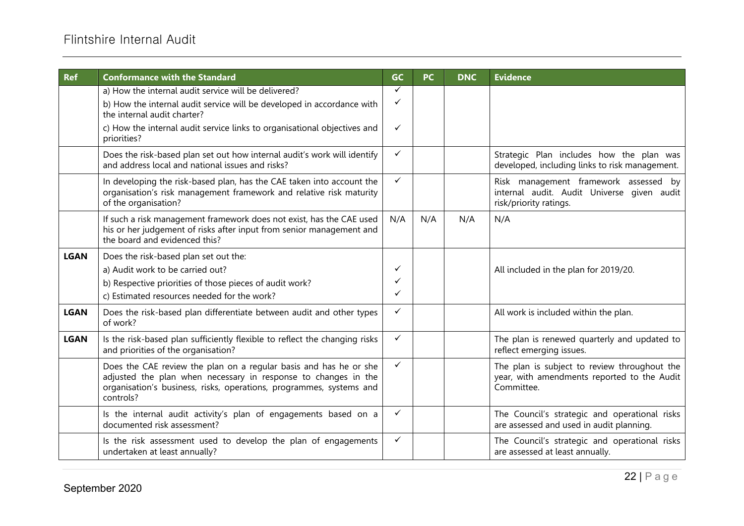| Ref | Conformance with the Standard | GC | PC | DNC | Evidence |
|---|---|---|---|---|---|
| | a) How the internal audit service will be delivered?<br>b) How the internal audit service will be developed in accordance with the internal audit charter?<br>c) How the internal audit service links to organisational objectives and priorities? | ✓<br>✓<br>✓ | | | |
| | Does the risk-based plan set out how internal audit's work will identify and address local and national issues and risks? | ✓ | | | Strategic Plan includes how the plan was developed, including links to risk management. |
| | In developing the risk-based plan, has the CAE taken into account the organisation's risk management framework and relative risk maturity of the organisation? | ✓ | | | Risk management framework assessed by internal audit. Audit Universe given audit risk/priority ratings. |
| | If such a risk management framework does not exist, has the CAE used his or her judgement of risks after input from senior management and the board and evidenced this? | N/A | N/A | N/A | N/A |
| **LGAN** | Does the risk-based plan set out the:<br>a) Audit work to be carried out?<br>b) Respective priorities of those pieces of audit work?<br>c) Estimated resources needed for the work? | <br>✓<br>✓<br>✓ | | | All included in the plan for 2019/20. |
| **LGAN** | Does the risk-based plan differentiate between audit and other types of work? | ✓ | | | All work is included within the plan. |
| **LGAN** | Is the risk-based plan sufficiently flexible to reflect the changing risks and priorities of the organisation? | ✓ | | | The plan is renewed quarterly and updated to reflect emerging issues. |
| | Does the CAE review the plan on a regular basis and has he or she adjusted the plan when necessary in response to changes in the organisation's business, risks, operations, programmes, systems and controls? | ✓ | | | The plan is subject to review throughout the year, with amendments reported to the Audit Committee. |
| | Is the internal audit activity's plan of engagements based on a documented risk assessment? | ✓ | | | The Council's strategic and operational risks are assessed and used in audit planning. |
| | Is the risk assessment used to develop the plan of engagements undertaken at least annually? | ✓ | | | The Council's strategic and operational risks are assessed at least annually. |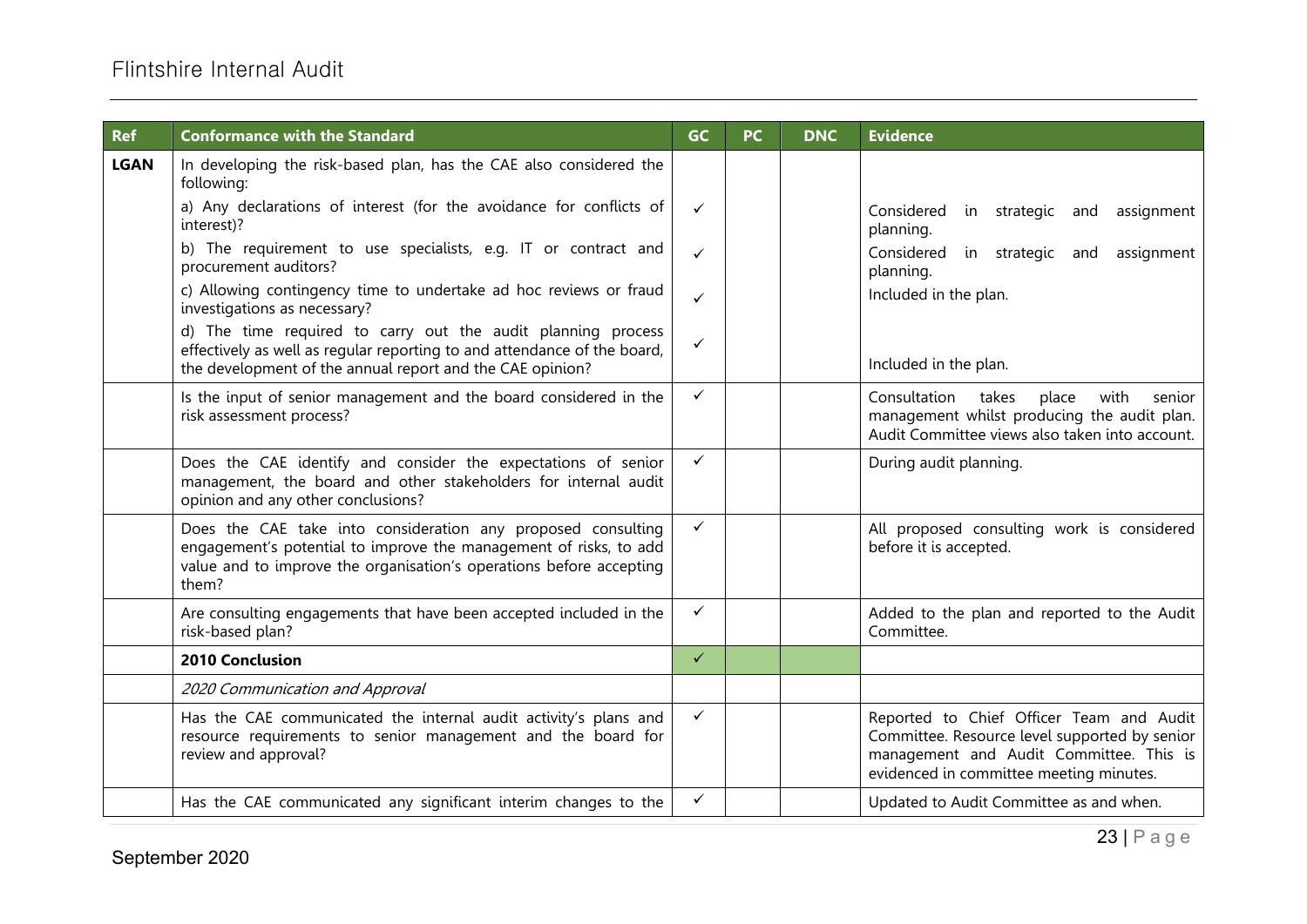| Ref | Conformance with the Standard | GC | PC | DNC | Evidence |
|---|---|---|---|---|---|
| **LGAN** | In developing the risk-based plan, has the CAE also considered the following:<br>a) Any declarations of interest (for the avoidance for conflicts of interest)?<br>b) The requirement to use specialists, e.g. IT or contract and procurement auditors?<br>c) Allowing contingency time to undertake ad hoc reviews or fraud investigations as necessary?<br>d) The time required to carry out the audit planning process effectively as well as regular reporting to and attendance of the board, the development of the annual report and the CAE opinion? | ✓<br>✓<br>✓<br>✓ | | | Considered in strategic and assignment planning.<br>Considered in strategic and assignment planning.<br>Included in the plan.<br>Included in the plan. |
| | Is the input of senior management and the board considered in the risk assessment process? | ✓ | | | Consultation takes place with senior management whilst producing the audit plan. Audit Committee views also taken into account. |
| | Does the CAE identify and consider the expectations of senior management, the board and other stakeholders for internal audit opinion and any other conclusions? | ✓ | | | During audit planning. |
| | Does the CAE take into consideration any proposed consulting engagement's potential to improve the management of risks, to add value and to improve the organisation's operations before accepting them? | ✓ | | | All proposed consulting work is considered before it is accepted. |
| | Are consulting engagements that have been accepted included in the risk-based plan? | ✓ | | | Added to the plan and reported to the Audit Committee. |
| | **2010 Conclusion** | ✓ | | | |
| | *2020 Communication and Approval* | | | | |
| | Has the CAE communicated the internal audit activity's plans and resource requirements to senior management and the board for review and approval? | ✓ | | | Reported to Chief Officer Team and Audit Committee. Resource level supported by senior management and Audit Committee. This is evidenced in committee meeting minutes. |
| | Has the CAE communicated any significant interim changes to the | ✓ | | | Updated to Audit Committee as and when. |

September 2020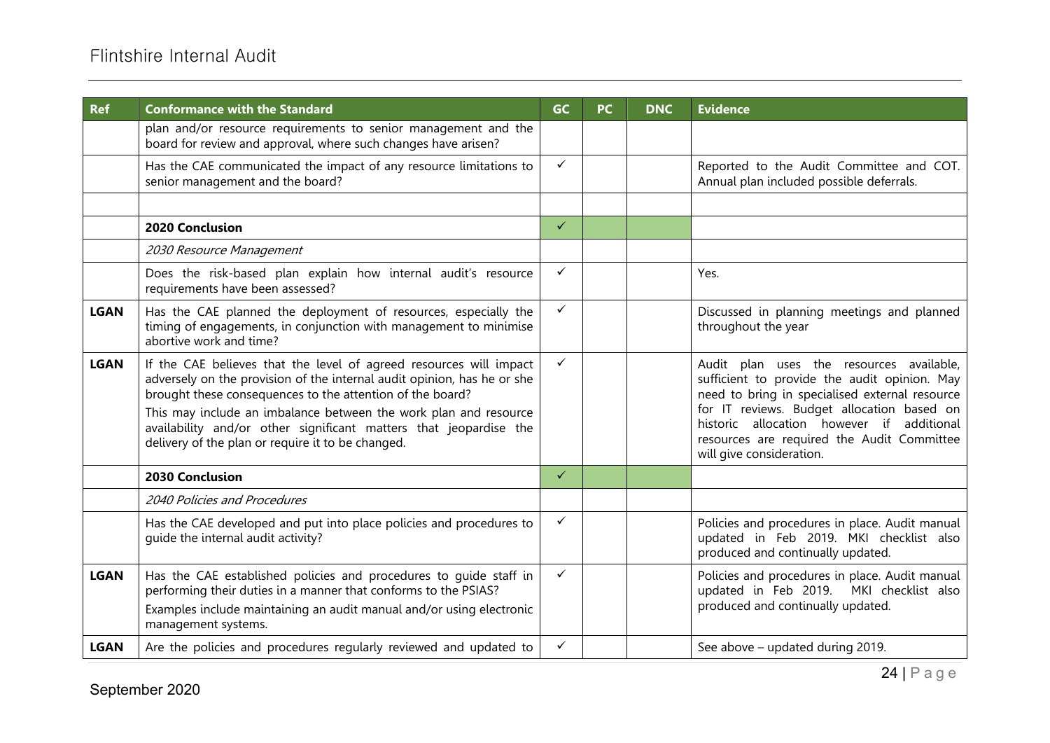| Ref | Conformance with the Standard | GC | PC | DNC | Evidence |
|---|---|---|---|---|---|
| | plan and/or resource requirements to senior management and the board for review and approval, where such changes have arisen? | | | | |
| | Has the CAE communicated the impact of any resource limitations to senior management and the board? | ✓ | | | Reported to the Audit Committee and COT. Annual plan included possible deferrals. |
| | | | | | |
| | **2020 Conclusion** | ✓ | | | |
| | *2030 Resource Management* | | | | |
| | Does the risk-based plan explain how internal audit's resource requirements have been assessed? | ✓ | | | Yes. |
| **LGAN** | Has the CAE planned the deployment of resources, especially the timing of engagements, in conjunction with management to minimise abortive work and time? | ✓ | | | Discussed in planning meetings and planned throughout the year |
| **LGAN** | If the CAE believes that the level of agreed resources will impact adversely on the provision of the internal audit opinion, has he or she brought these consequences to the attention of the board? This may include an imbalance between the work plan and resource availability and/or other significant matters that jeopardise the delivery of the plan or require it to be changed. | ✓ | | | Audit plan uses the resources available, sufficient to provide the audit opinion. May need to bring in specialised external resource for IT reviews. Budget allocation based on historic allocation however if additional resources are required the Audit Committee will give consideration. |
| | **2030 Conclusion** | ✓ | | | |
| | *2040 Policies and Procedures* | | | | |
| | Has the CAE developed and put into place policies and procedures to guide the internal audit activity? | ✓ | | | Policies and procedures in place. Audit manual updated in Feb 2019. MKI checklist also produced and continually updated. |
| **LGAN** | Has the CAE established policies and procedures to guide staff in performing their duties in a manner that conforms to the PSIAS? Examples include maintaining an audit manual and/or using electronic management systems. | ✓ | | | Policies and procedures in place. Audit manual updated in Feb 2019. MKI checklist also produced and continually updated. |
| **LGAN** | Are the policies and procedures regularly reviewed and updated to | ✓ | | | See above – updated during 2019. |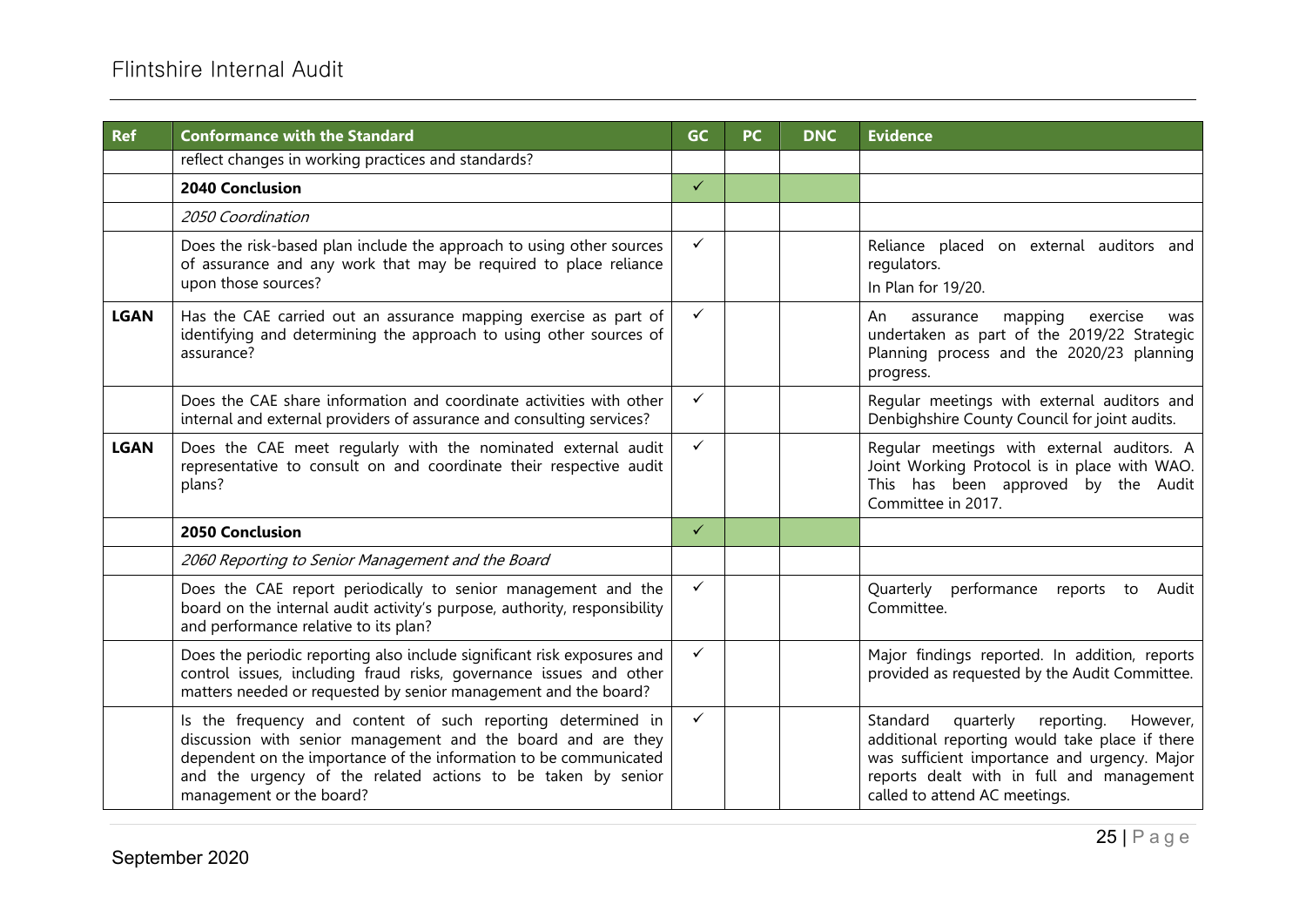| Ref | Conformance with the Standard | GC | PC | DNC | Evidence |
|---|---|---|---|---|---|
| | reflect changes in working practices and standards? | | | | |
| | **2040 Conclusion** | ✓ | | | |
| | *2050 Coordination* | | | | |
| | Does the risk-based plan include the approach to using other sources of assurance and any work that may be required to place reliance upon those sources? | ✓ | | | Reliance placed on external auditors and regulators.<br>In Plan for 19/20. |
| **LGAN** | Has the CAE carried out an assurance mapping exercise as part of identifying and determining the approach to using other sources of assurance? | ✓ | | | An assurance mapping exercise was undertaken as part of the 2019/22 Strategic Planning process and the 2020/23 planning progress. |
| | Does the CAE share information and coordinate activities with other internal and external providers of assurance and consulting services? | ✓ | | | Regular meetings with external auditors and Denbighshire County Council for joint audits. |
| **LGAN** | Does the CAE meet regularly with the nominated external audit representative to consult on and coordinate their respective audit plans? | ✓ | | | Regular meetings with external auditors. A Joint Working Protocol is in place with WAO. This has been approved by the Audit Committee in 2017. |
| | **2050 Conclusion** | ✓ | | | |
| | *2060 Reporting to Senior Management and the Board* | | | | |
| | Does the CAE report periodically to senior management and the board on the internal audit activity's purpose, authority, responsibility and performance relative to its plan? | ✓ | | | Quarterly performance reports to Audit Committee. |
| | Does the periodic reporting also include significant risk exposures and control issues, including fraud risks, governance issues and other matters needed or requested by senior management and the board? | ✓ | | | Major findings reported. In addition, reports provided as requested by the Audit Committee. |
| | Is the frequency and content of such reporting determined in discussion with senior management and the board and are they dependent on the importance of the information to be communicated and the urgency of the related actions to be taken by senior management or the board? | ✓ | | | Standard quarterly reporting. However, additional reporting would take place if there was sufficient importance and urgency. Major reports dealt with in full and management called to attend AC meetings. |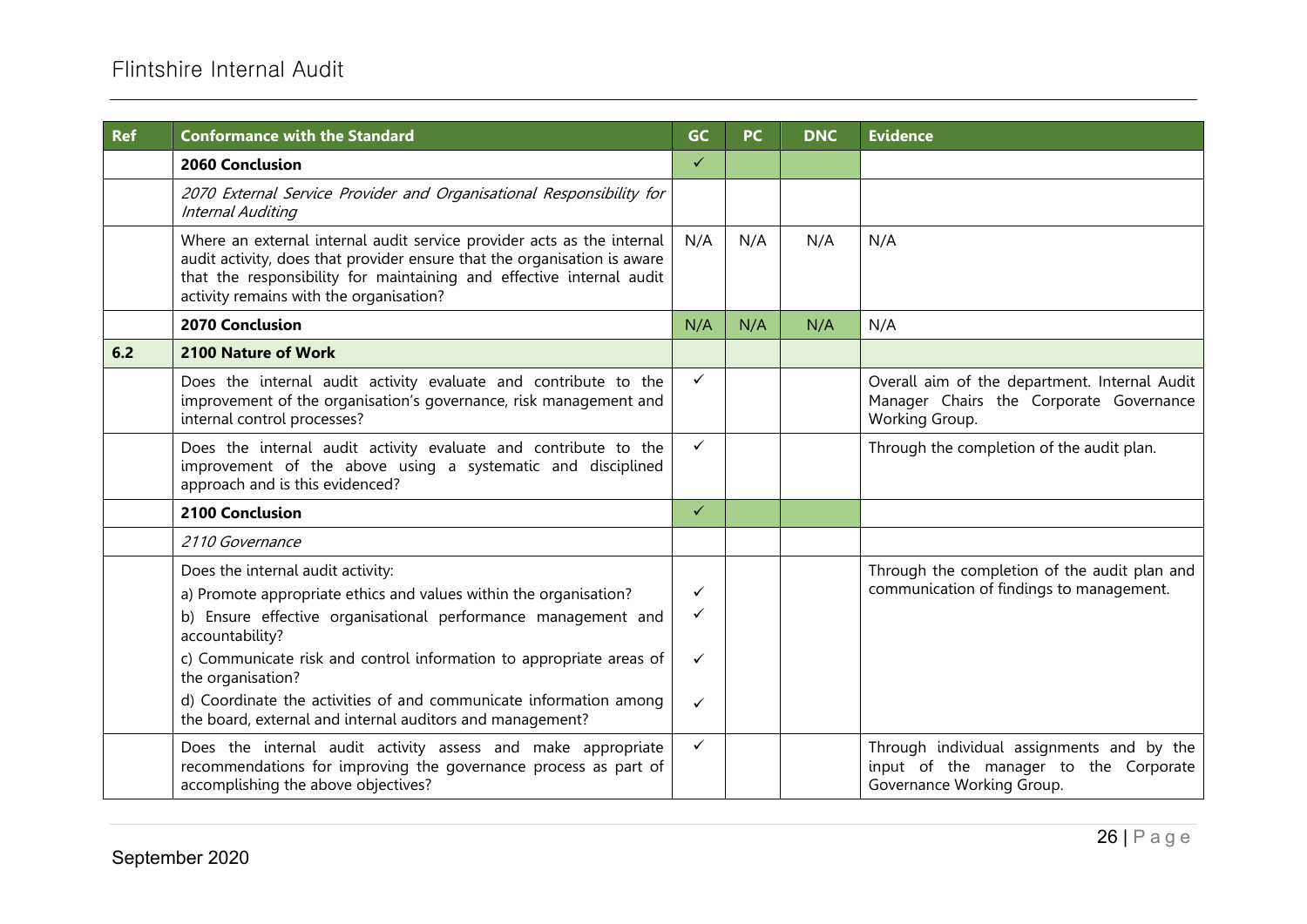| Ref | Conformance with the Standard | GC | PC | DNC | Evidence |
|---|---|---|---|---|---|
| | **2060 Conclusion** | ✓ | | | |
| | *2070 External Service Provider and Organisational Responsibility for Internal Auditing* | | | | |
| | Where an external internal audit service provider acts as the internal audit activity, does that provider ensure that the organisation is aware that the responsibility for maintaining and effective internal audit activity remains with the organisation? | N/A | N/A | N/A | N/A |
| | **2070 Conclusion** | N/A | N/A | N/A | N/A |
| **6.2** | **2100 Nature of Work** | | | | |
| | Does the internal audit activity evaluate and contribute to the improvement of the organisation's governance, risk management and internal control processes? | ✓ | | | Overall aim of the department. Internal Audit Manager Chairs the Corporate Governance Working Group. |
| | Does the internal audit activity evaluate and contribute to the improvement of the above using a systematic and disciplined approach and is this evidenced? | ✓ | | | Through the completion of the audit plan. |
| | **2100 Conclusion** | ✓ | | | |
| | *2110 Governance* | | | | |
| | Does the internal audit activity:<br>a) Promote appropriate ethics and values within the organisation?<br>b) Ensure effective organisational performance management and accountability?<br>c) Communicate risk and control information to appropriate areas of the organisation?<br>d) Coordinate the activities of and communicate information among the board, external and internal auditors and management? | <br>✓<br>✓<br>✓<br>✓ | | | Through the completion of the audit plan and communication of findings to management. |
| | Does the internal audit activity assess and make appropriate recommendations for improving the governance process as part of accomplishing the above objectives? | ✓ | | | Through individual assignments and by the input of the manager to the Corporate Governance Working Group. |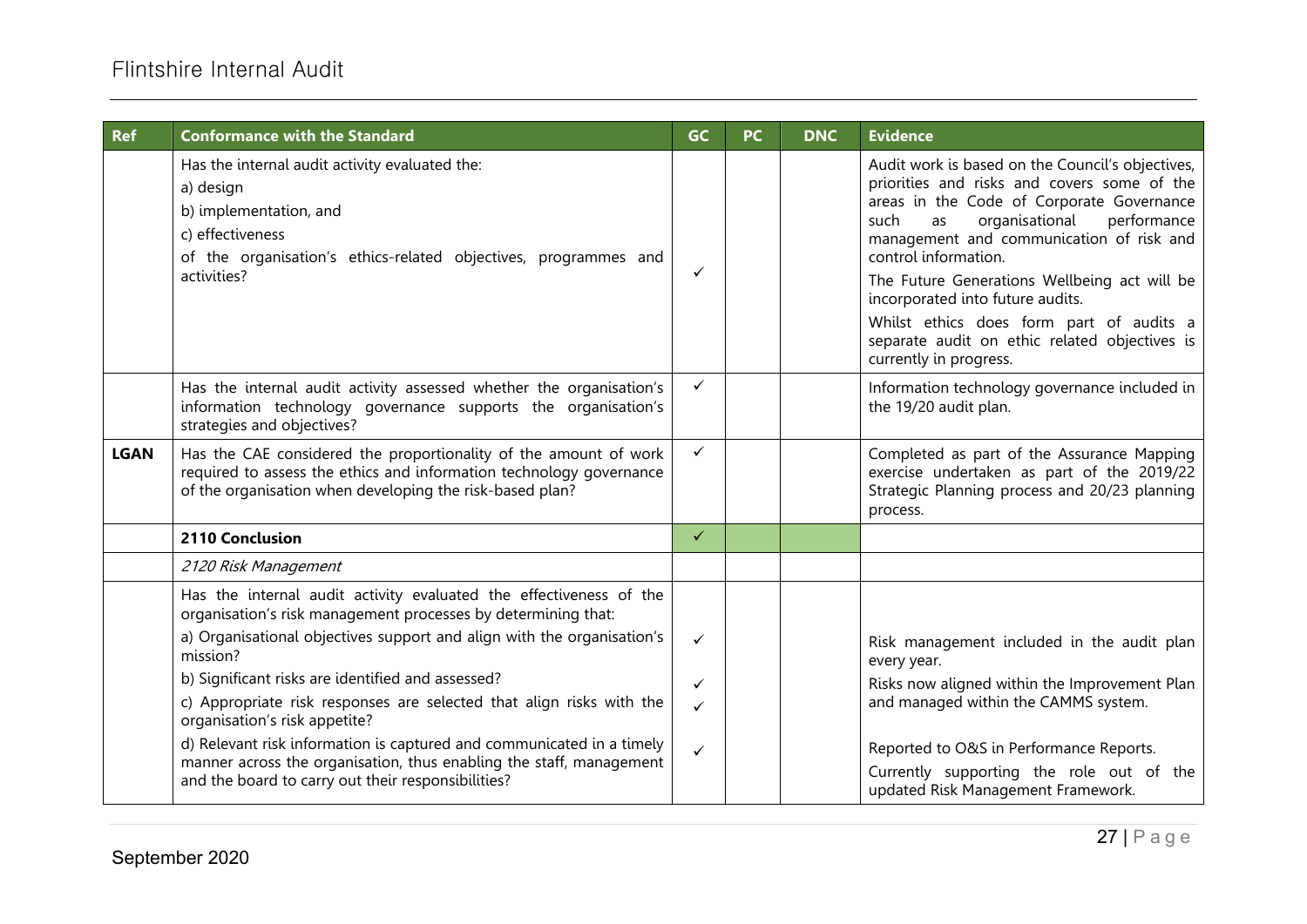| Ref | Conformance with the Standard | GC | PC | DNC | Evidence |
|---|---|---|---|---|---|
| | Has the internal audit activity evaluated the:<br>a) design<br>b) implementation, and<br>c) effectiveness<br>of the organisation's ethics-related objectives, programmes and activities? | ✓ | | | Audit work is based on the Council's objectives, priorities and risks and covers some of the areas in the Code of Corporate Governance such as organisational performance management and communication of risk and control information.<br>The Future Generations Wellbeing act will be incorporated into future audits.<br>Whilst ethics does form part of audits a separate audit on ethic related objectives is currently in progress. |
| | Has the internal audit activity assessed whether the organisation's information technology governance supports the organisation's strategies and objectives? | ✓ | | | Information technology governance included in the 19/20 audit plan. |
| **LGAN** | Has the CAE considered the proportionality of the amount of work required to assess the ethics and information technology governance of the organisation when developing the risk-based plan? | ✓ | | | Completed as part of the Assurance Mapping exercise undertaken as part of the 2019/22 Strategic Planning process and 20/23 planning process. |
| | **2110 Conclusion** | ✓ | | | |
| | *2120 Risk Management* | | | | |
| | Has the internal audit activity evaluated the effectiveness of the organisation's risk management processes by determining that:<br>a) Organisational objectives support and align with the organisation's mission?<br>b) Significant risks are identified and assessed?<br>c) Appropriate risk responses are selected that align risks with the organisation's risk appetite?<br>d) Relevant risk information is captured and communicated in a timely manner across the organisation, thus enabling the staff, management and the board to carry out their responsibilities? | a) ✓<br>b) ✓<br>c) ✓<br>d) ✓ | | | Risk management included in the audit plan every year.<br>Risks now aligned within the Improvement Plan and managed within the CAMMS system.<br>Reported to O&S in Performance Reports.<br>Currently supporting the role out of the updated Risk Management Framework. |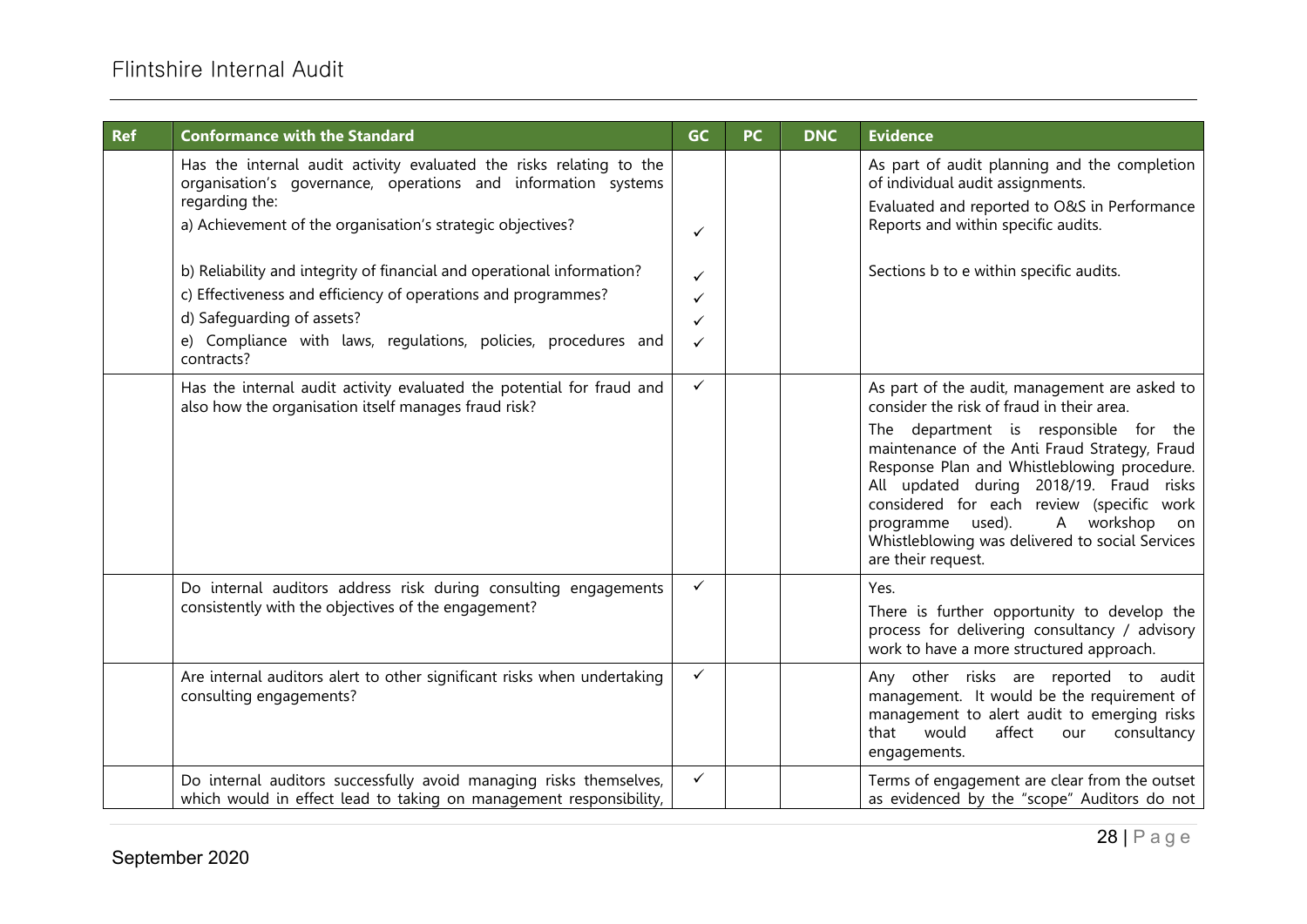| Ref | Conformance with the Standard | GC | PC | DNC | Evidence |
|---|---|---|---|---|---|
| | Has the internal audit activity evaluated the risks relating to the organisation's governance, operations and information systems regarding the:<br>a) Achievement of the organisation's strategic objectives? | ✓ | | | As part of audit planning and the completion of individual audit assignments.<br>Evaluated and reported to O&S in Performance Reports and within specific audits. |
| | b) Reliability and integrity of financial and operational information?<br>c) Effectiveness and efficiency of operations and programmes?<br>d) Safeguarding of assets?<br>e) Compliance with laws, regulations, policies, procedures and contracts? | ✓<br>✓<br>✓<br>✓ | | | Sections b to e within specific audits. |
| | Has the internal audit activity evaluated the potential for fraud and also how the organisation itself manages fraud risk? | ✓ | | | As part of the audit, management are asked to consider the risk of fraud in their area.<br>The department is responsible for the maintenance of the Anti Fraud Strategy, Fraud Response Plan and Whistleblowing procedure. All updated during 2018/19. Fraud risks considered for each review (specific work programme used). A workshop on Whistleblowing was delivered to social Services are their request. |
| | Do internal auditors address risk during consulting engagements consistently with the objectives of the engagement? | ✓ | | | Yes.<br>There is further opportunity to develop the process for delivering consultancy / advisory work to have a more structured approach. |
| | Are internal auditors alert to other significant risks when undertaking consulting engagements? | ✓ | | | Any other risks are reported to audit management. It would be the requirement of management to alert audit to emerging risks that would affect our consultancy engagements. |
| | Do internal auditors successfully avoid managing risks themselves, which would in effect lead to taking on management responsibility, | ✓ | | | Terms of engagement are clear from the outset as evidenced by the "scope" Auditors do not |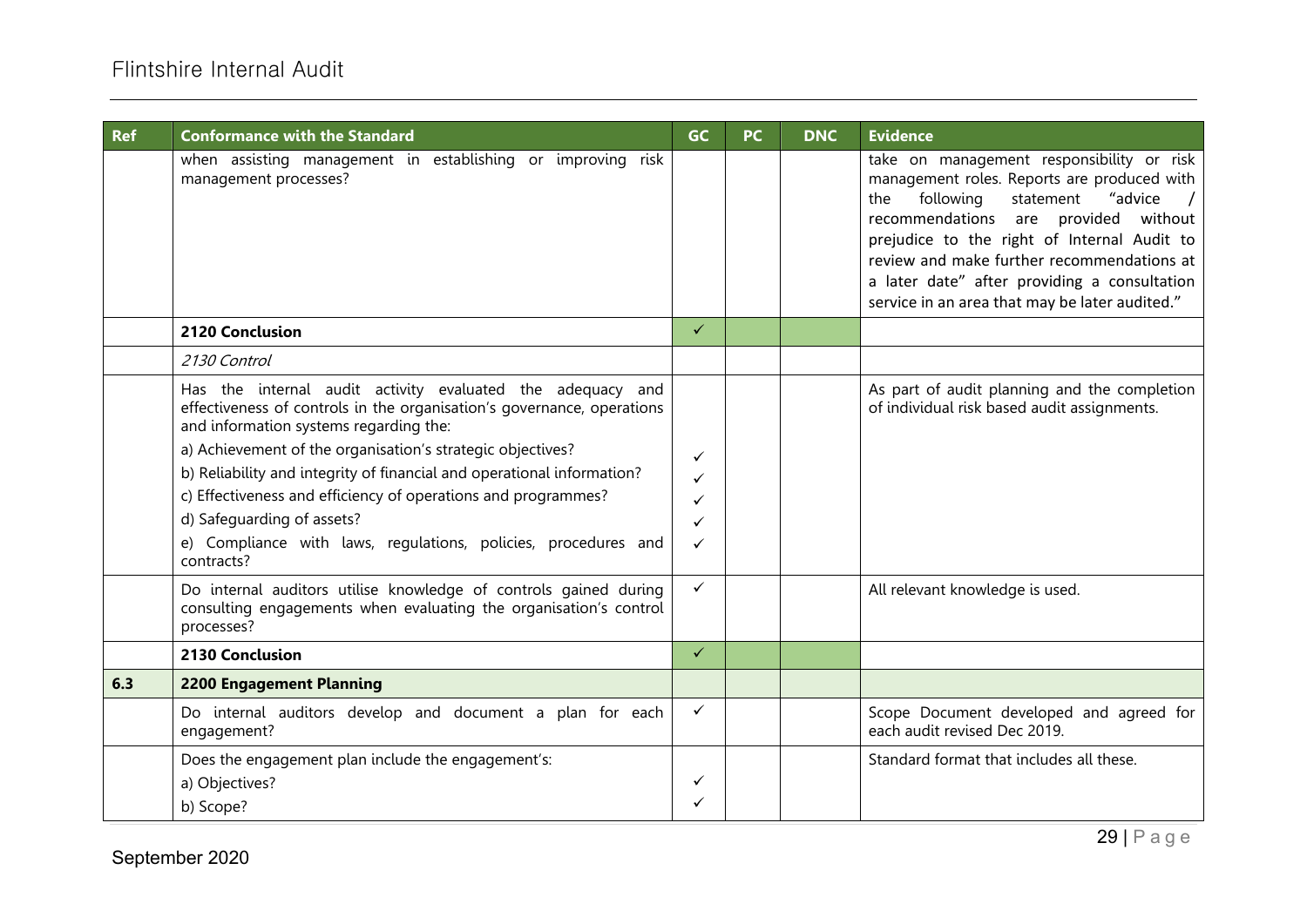| Ref | Conformance with the Standard | GC | PC | DNC | Evidence |
|---|---|---|---|---|---|
| | when assisting management in establishing or improving risk management processes? | | | | take on management responsibility or risk management roles. Reports are produced with the following statement "advice / recommendations are provided without prejudice to the right of Internal Audit to review and make further recommendations at a later date" after providing a consultation service in an area that may be later audited." |
| | **2120 Conclusion** | ✓ | | | |
| | *2130 Control* | | | | |
| | Has the internal audit activity evaluated the adequacy and effectiveness of controls in the organisation's governance, operations and information systems regarding the:<br>a) Achievement of the organisation's strategic objectives?<br>b) Reliability and integrity of financial and operational information?<br>c) Effectiveness and efficiency of operations and programmes?<br>d) Safeguarding of assets?<br>e) Compliance with laws, regulations, policies, procedures and contracts? | <br>✓<br>✓<br>✓<br>✓<br>✓ | | | As part of audit planning and the completion of individual risk based audit assignments. |
| | Do internal auditors utilise knowledge of controls gained during consulting engagements when evaluating the organisation's control processes? | ✓ | | | All relevant knowledge is used. |
| | **2130 Conclusion** | ✓ | | | |
| **6.3** | **2200 Engagement Planning** | | | | |
| | Do internal auditors develop and document a plan for each engagement? | ✓ | | | Scope Document developed and agreed for each audit revised Dec 2019. |
| | Does the engagement plan include the engagement's:<br>a) Objectives?<br>b) Scope? | <br>✓<br>✓ | | | Standard format that includes all these. |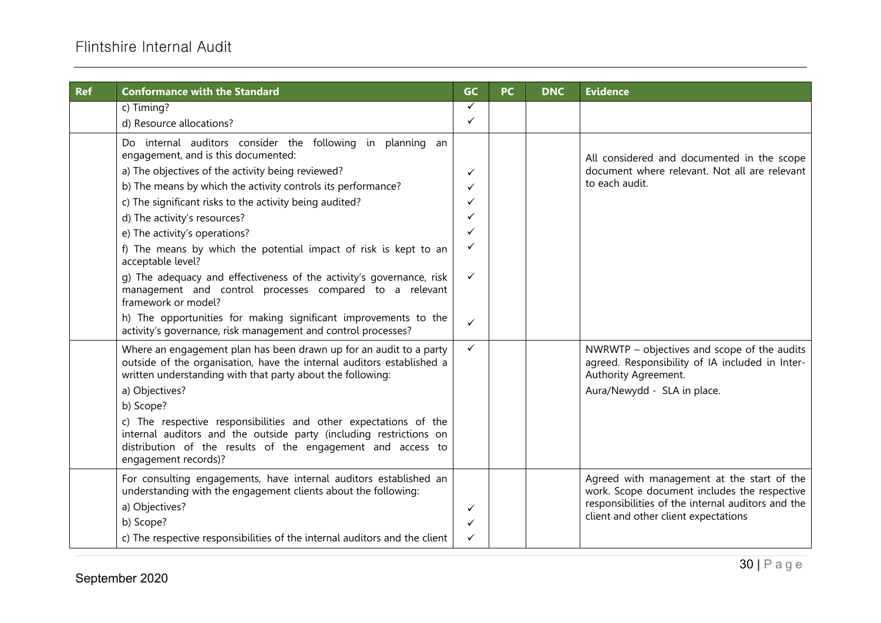| Ref | Conformance with the Standard | GC | PC | DNC | Evidence |
|---|---|---|---|---|---|
| | c) Timing?<br>d) Resource allocations? | ✓<br>✓ | | | |
| | Do internal auditors consider the following in planning an engagement, and is this documented:<br>a) The objectives of the activity being reviewed?<br>b) The means by which the activity controls its performance?<br>c) The significant risks to the activity being audited?<br>d) The activity's resources?<br>e) The activity's operations?<br>f) The means by which the potential impact of risk is kept to an acceptable level?<br>g) The adequacy and effectiveness of the activity's governance, risk management and control processes compared to a relevant framework or model?<br>h) The opportunities for making significant improvements to the activity's governance, risk management and control processes? | <br>✓<br>✓<br>✓<br>✓<br>✓<br>✓<br>✓<br>✓ | | | All considered and documented in the scope document where relevant. Not all are relevant to each audit. |
| | Where an engagement plan has been drawn up for an audit to a party outside of the organisation, have the internal auditors established a written understanding with that party about the following:<br>a) Objectives?<br>b) Scope?<br>c) The respective responsibilities and other expectations of the internal auditors and the outside party (including restrictions on distribution of the results of the engagement and access to engagement records)? | ✓ | | | NWRWTP – objectives and scope of the audits agreed. Responsibility of IA included in Inter-Authority Agreement.<br>Aura/Newydd - SLA in place. |
| | For consulting engagements, have internal auditors established an understanding with the engagement clients about the following:<br>a) Objectives?<br>b) Scope?<br>c) The respective responsibilities of the internal auditors and the client | <br>✓<br>✓<br>✓ | | | Agreed with management at the start of the work. Scope document includes the respective responsibilities of the internal auditors and the client and other client expectations |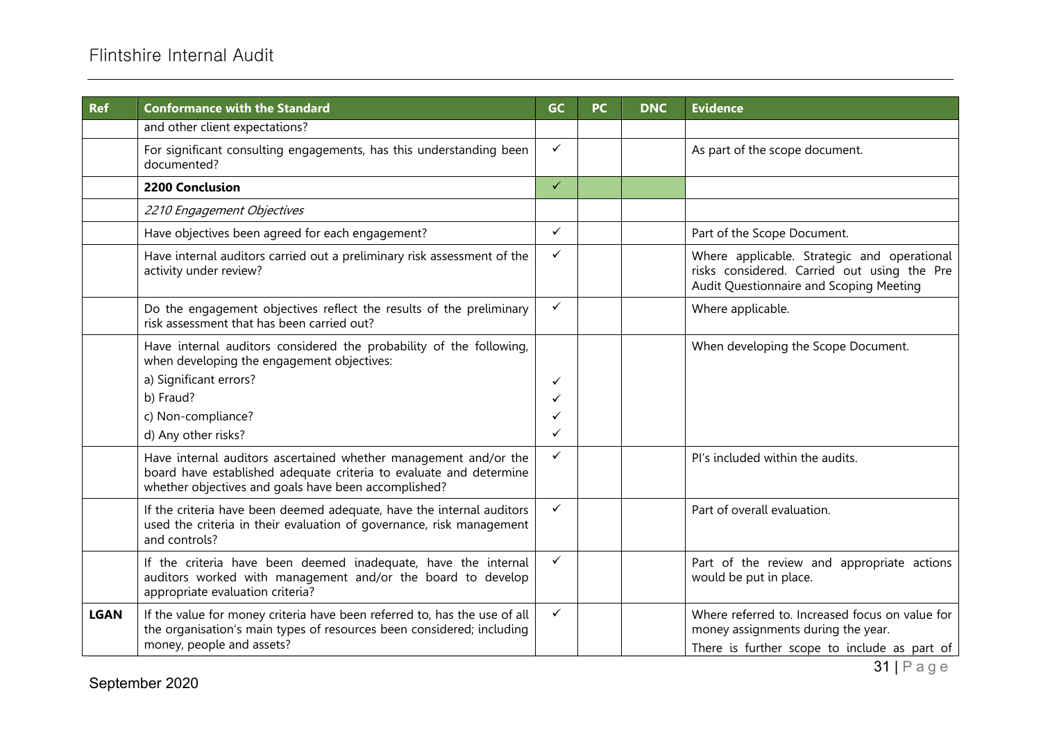| Ref | Conformance with the Standard | GC | PC | DNC | Evidence |
|---|---|---|---|---|---|
| | and other client expectations? | | | | |
| | For significant consulting engagements, has this understanding been documented? | ✓ | | | As part of the scope document. |
| | **2200 Conclusion** | ✓ | | | |
| | *2210 Engagement Objectives* | | | | |
| | Have objectives been agreed for each engagement? | ✓ | | | Part of the Scope Document. |
| | Have internal auditors carried out a preliminary risk assessment of the activity under review? | ✓ | | | Where applicable. Strategic and operational risks considered. Carried out using the Pre Audit Questionnaire and Scoping Meeting |
| | Do the engagement objectives reflect the results of the preliminary risk assessment that has been carried out? | ✓ | | | Where applicable. |
| | Have internal auditors considered the probability of the following, when developing the engagement objectives:<br>a) Significant errors?<br>b) Fraud?<br>c) Non-compliance?<br>d) Any other risks? | <br>✓<br>✓<br>✓<br>✓ | | | When developing the Scope Document. |
| | Have internal auditors ascertained whether management and/or the board have established adequate criteria to evaluate and determine whether objectives and goals have been accomplished? | ✓ | | | PI's included within the audits. |
| | If the criteria have been deemed adequate, have the internal auditors used the criteria in their evaluation of governance, risk management and controls? | ✓ | | | Part of overall evaluation. |
| | If the criteria have been deemed inadequate, have the internal auditors worked with management and/or the board to develop appropriate evaluation criteria? | ✓ | | | Part of the review and appropriate actions would be put in place. |
| **LGAN** | If the value for money criteria have been referred to, has the use of all the organisation's main types of resources been considered; including money, people and assets? | ✓ | | | Where referred to. Increased focus on value for money assignments during the year.<br>There is further scope to include as part of |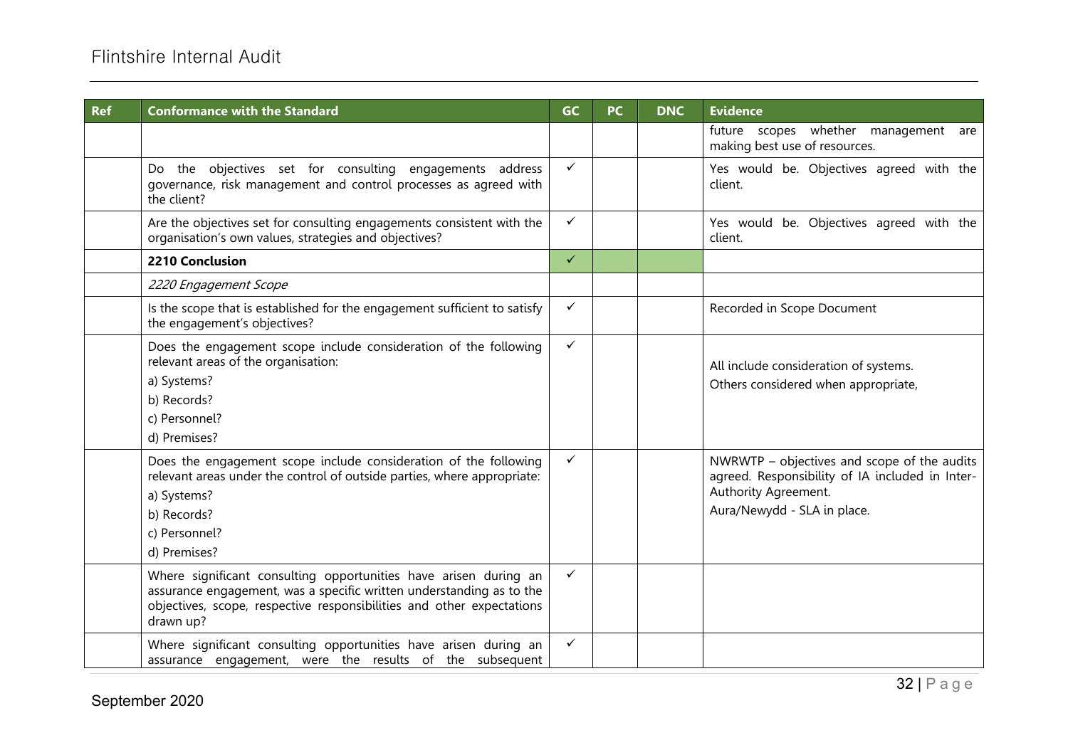| Ref | Conformance with the Standard | GC | PC | DNC | Evidence |
|---|---|---|---|---|---|
| | | | | | future scopes whether management are making best use of resources. |
| | Do the objectives set for consulting engagements address governance, risk management and control processes as agreed with the client? | ✓ | | | Yes would be. Objectives agreed with the client. |
| | Are the objectives set for consulting engagements consistent with the organisation's own values, strategies and objectives? | ✓ | | | Yes would be. Objectives agreed with the client. |
| | **2210 Conclusion** | ✓ | | | |
| | *2220 Engagement Scope* | | | | |
| | Is the scope that is established for the engagement sufficient to satisfy the engagement's objectives? | ✓ | | | Recorded in Scope Document |
| | Does the engagement scope include consideration of the following relevant areas of the organisation:<br>a) Systems?<br>b) Records?<br>c) Personnel?<br>d) Premises? | ✓ | | | All include consideration of systems.<br>Others considered when appropriate, |
| | Does the engagement scope include consideration of the following relevant areas under the control of outside parties, where appropriate:<br>a) Systems?<br>b) Records?<br>c) Personnel?<br>d) Premises? | ✓ | | | NWRWTP – objectives and scope of the audits agreed. Responsibility of IA included in Inter-Authority Agreement.<br>Aura/Newydd - SLA in place. |
| | Where significant consulting opportunities have arisen during an assurance engagement, was a specific written understanding as to the objectives, scope, respective responsibilities and other expectations drawn up? | ✓ | | | |
| | Where significant consulting opportunities have arisen during an assurance engagement, were the results of the subsequent | ✓ | | | |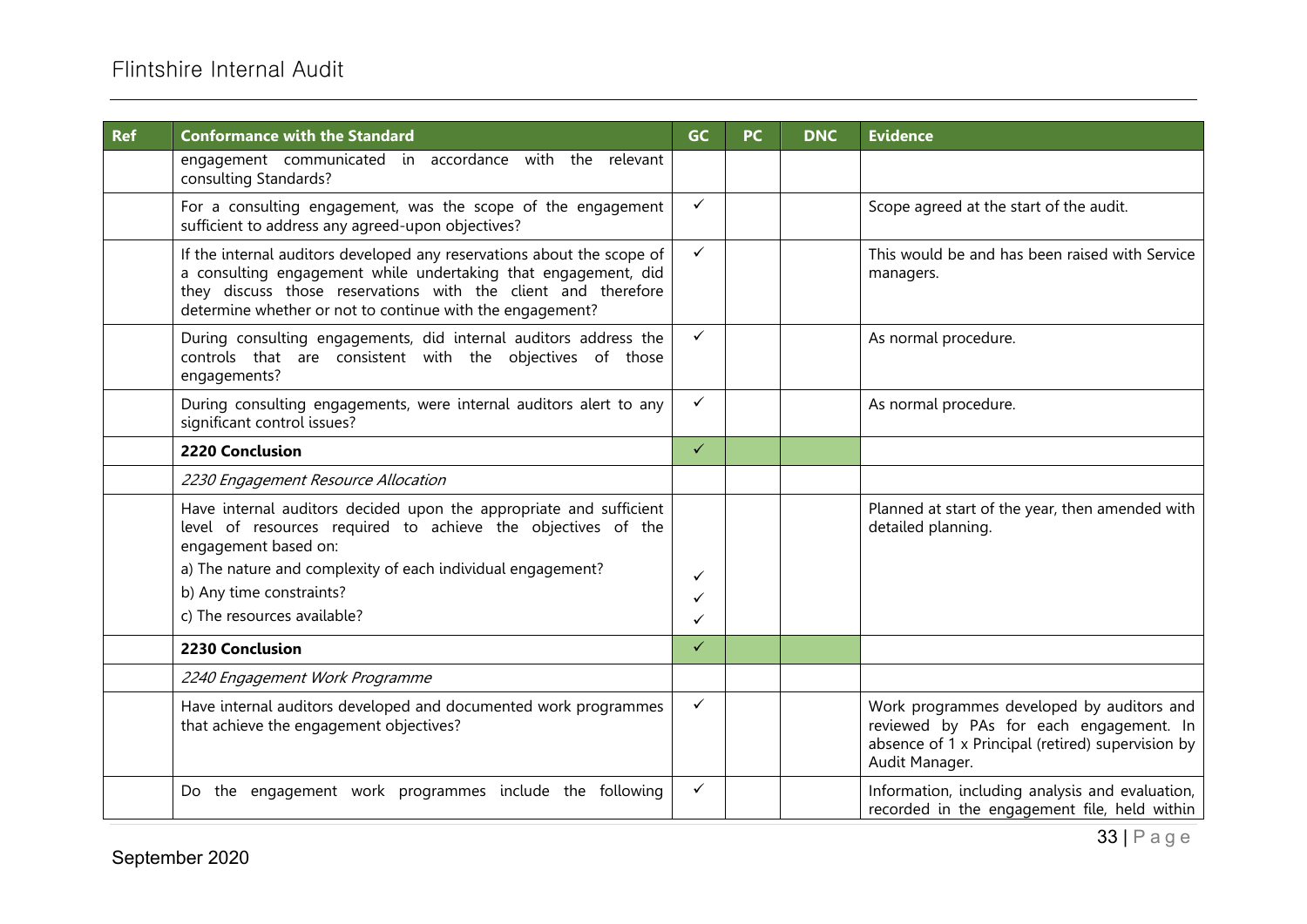| Ref | Conformance with the Standard | GC | PC | DNC | Evidence |
|---|---|---|---|---|---|
| | engagement communicated in accordance with the relevant consulting Standards? | | | | |
| | For a consulting engagement, was the scope of the engagement sufficient to address any agreed-upon objectives? | ✓ | | | Scope agreed at the start of the audit. |
| | If the internal auditors developed any reservations about the scope of a consulting engagement while undertaking that engagement, did they discuss those reservations with the client and therefore determine whether or not to continue with the engagement? | ✓ | | | This would be and has been raised with Service managers. |
| | During consulting engagements, did internal auditors address the controls that are consistent with the objectives of those engagements? | ✓ | | | As normal procedure. |
| | During consulting engagements, were internal auditors alert to any significant control issues? | ✓ | | | As normal procedure. |
| | **2220 Conclusion** | ✓ | | | |
| | *2230 Engagement Resource Allocation* | | | | |
| | Have internal auditors decided upon the appropriate and sufficient level of resources required to achieve the objectives of the engagement based on:<br>a) The nature and complexity of each individual engagement?<br>b) Any time constraints?<br>c) The resources available? | <br>✓<br>✓<br>✓ | | | Planned at start of the year, then amended with detailed planning. |
| | **2230 Conclusion** | ✓ | | | |
| | *2240 Engagement Work Programme* | | | | |
| | Have internal auditors developed and documented work programmes that achieve the engagement objectives? | ✓ | | | Work programmes developed by auditors and reviewed by PAs for each engagement. In absence of 1 x Principal (retired) supervision by Audit Manager. |
| | Do the engagement work programmes include the following | ✓ | | | Information, including analysis and evaluation, recorded in the engagement file, held within |

September 2020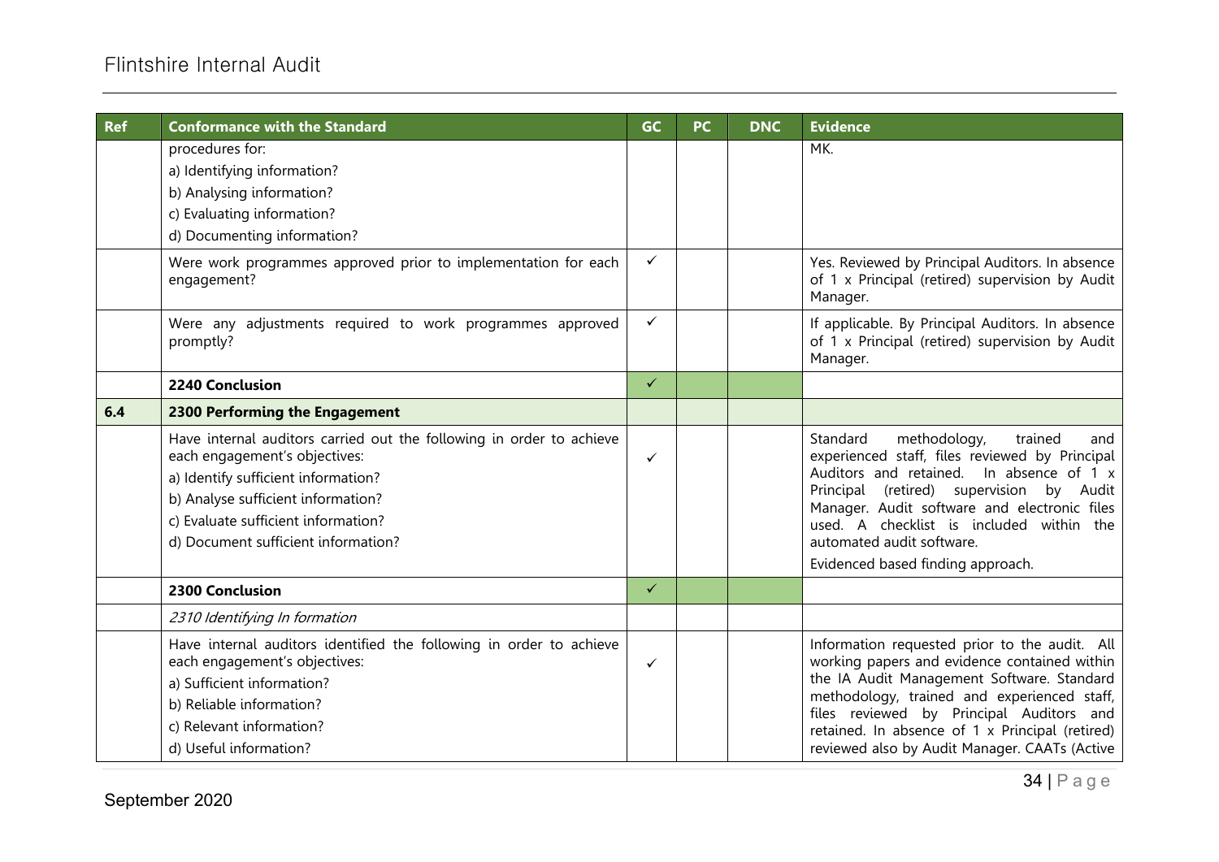| Ref | Conformance with the Standard | GC | PC | DNC | Evidence |
|---|---|---|---|---|---|
| | procedures for:<br>a) Identifying information?<br>b) Analysing information?<br>c) Evaluating information?<br>d) Documenting information? | | | | MK. |
| | Were work programmes approved prior to implementation for each engagement? | ✓ | | | Yes. Reviewed by Principal Auditors. In absence of 1 x Principal (retired) supervision by Audit Manager. |
| | Were any adjustments required to work programmes approved promptly? | ✓ | | | If applicable. By Principal Auditors. In absence of 1 x Principal (retired) supervision by Audit Manager. |
| | **2240 Conclusion** | ✓ | | | |
| **6.4** | **2300 Performing the Engagement** | | | | |
| | Have internal auditors carried out the following in order to achieve each engagement's objectives:<br>a) Identify sufficient information?<br>b) Analyse sufficient information?<br>c) Evaluate sufficient information?<br>d) Document sufficient information? | ✓ | | | Standard methodology, trained and experienced staff, files reviewed by Principal Auditors and retained. In absence of 1 x Principal (retired) supervision by Audit Manager. Audit software and electronic files used. A checklist is included within the automated audit software.<br>Evidenced based finding approach. |
| | **2300 Conclusion** | ✓ | | | |
| | *2310 Identifying In formation* | | | | |
| | Have internal auditors identified the following in order to achieve each engagement's objectives:<br>a) Sufficient information?<br>b) Reliable information?<br>c) Relevant information?<br>d) Useful information? | ✓ | | | Information requested prior to the audit. All working papers and evidence contained within the IA Audit Management Software. Standard methodology, trained and experienced staff, files reviewed by Principal Auditors and retained. In absence of 1 x Principal (retired) reviewed also by Audit Manager. CAATs (Active |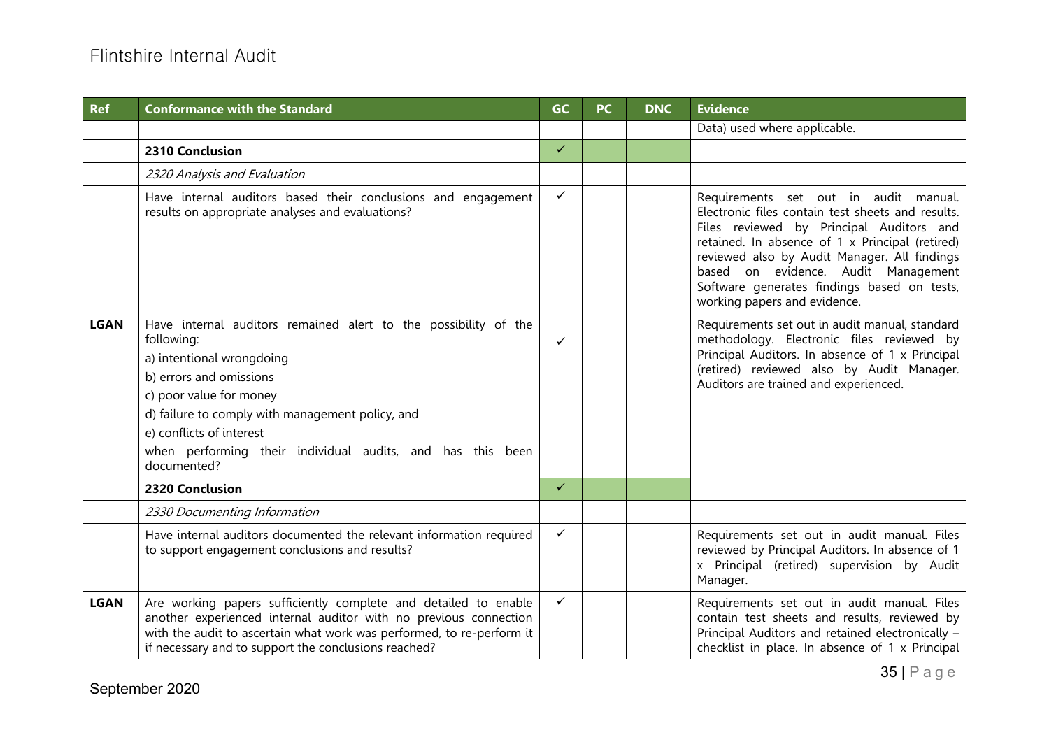| Ref | Conformance with the Standard | GC | PC | DNC | Evidence |
|---|---|---|---|---|---|
| | | | | | Data) used where applicable. |
| | **2310 Conclusion** | ✓ | | | |
| | *2320 Analysis and Evaluation* | | | | |
| | Have internal auditors based their conclusions and engagement results on appropriate analyses and evaluations? | ✓ | | | Requirements set out in audit manual. Electronic files contain test sheets and results. Files reviewed by Principal Auditors and retained. In absence of 1 x Principal (retired) reviewed also by Audit Manager. All findings based on evidence. Audit Management Software generates findings based on tests, working papers and evidence. |
| **LGAN** | Have internal auditors remained alert to the possibility of the following:<br>a) intentional wrongdoing<br>b) errors and omissions<br>c) poor value for money<br>d) failure to comply with management policy, and<br>e) conflicts of interest<br>when performing their individual audits, and has this been documented? | ✓ | | | Requirements set out in audit manual, standard methodology. Electronic files reviewed by Principal Auditors. In absence of 1 x Principal (retired) reviewed also by Audit Manager. Auditors are trained and experienced. |
| | **2320 Conclusion** | ✓ | | | |
| | *2330 Documenting Information* | | | | |
| | Have internal auditors documented the relevant information required to support engagement conclusions and results? | ✓ | | | Requirements set out in audit manual. Files reviewed by Principal Auditors. In absence of 1 x Principal (retired) supervision by Audit Manager. |
| **LGAN** | Are working papers sufficiently complete and detailed to enable another experienced internal auditor with no previous connection with the audit to ascertain what work was performed, to re-perform it if necessary and to support the conclusions reached? | ✓ | | | Requirements set out in audit manual. Files contain test sheets and results, reviewed by Principal Auditors and retained electronically – checklist in place. In absence of 1 x Principal |

September 2020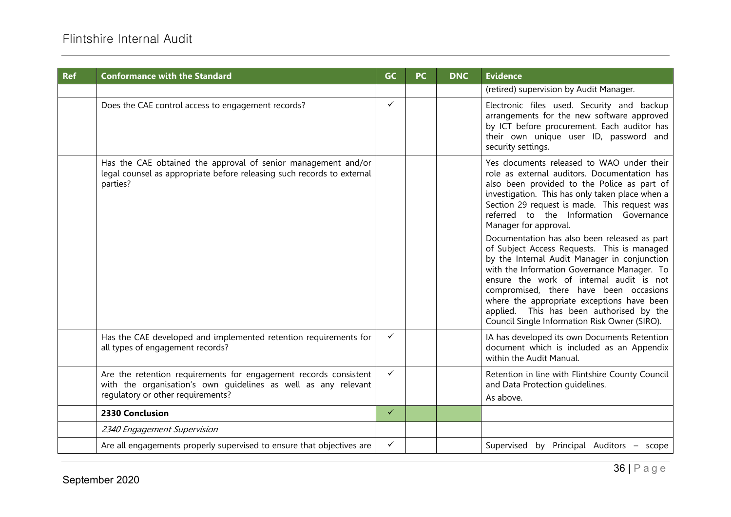| Ref | Conformance with the Standard | GC | PC | DNC | Evidence |
|---|---|---|---|---|---|
| | | | | | (retired) supervision by Audit Manager. |
| | Does the CAE control access to engagement records? | ✓ | | | Electronic files used. Security and backup arrangements for the new software approved by ICT before procurement. Each auditor has their own unique user ID, password and security settings. |
| | Has the CAE obtained the approval of senior management and/or legal counsel as appropriate before releasing such records to external parties? | | | | Yes documents released to WAO under their role as external auditors. Documentation has also been provided to the Police as part of investigation. This has only taken place when a Section 29 request is made. This request was referred to the Information Governance Manager for approval.<br><br>Documentation has also been released as part of Subject Access Requests. This is managed by the Internal Audit Manager in conjunction with the Information Governance Manager. To ensure the work of internal audit is not compromised, there have been occasions where the appropriate exceptions have been applied. This has been authorised by the Council Single Information Risk Owner (SIRO). |
| | Has the CAE developed and implemented retention requirements for all types of engagement records? | ✓ | | | IA has developed its own Documents Retention document which is included as an Appendix within the Audit Manual. |
| | Are the retention requirements for engagement records consistent with the organisation's own guidelines as well as any relevant regulatory or other requirements? | ✓ | | | Retention in line with Flintshire County Council and Data Protection guidelines.<br><br>As above. |
| | **2330 Conclusion** | ✓ | | | |
| | *2340 Engagement Supervision* | | | | |
| | Are all engagements properly supervised to ensure that objectives are | ✓ | | | Supervised by Principal Auditors – scope |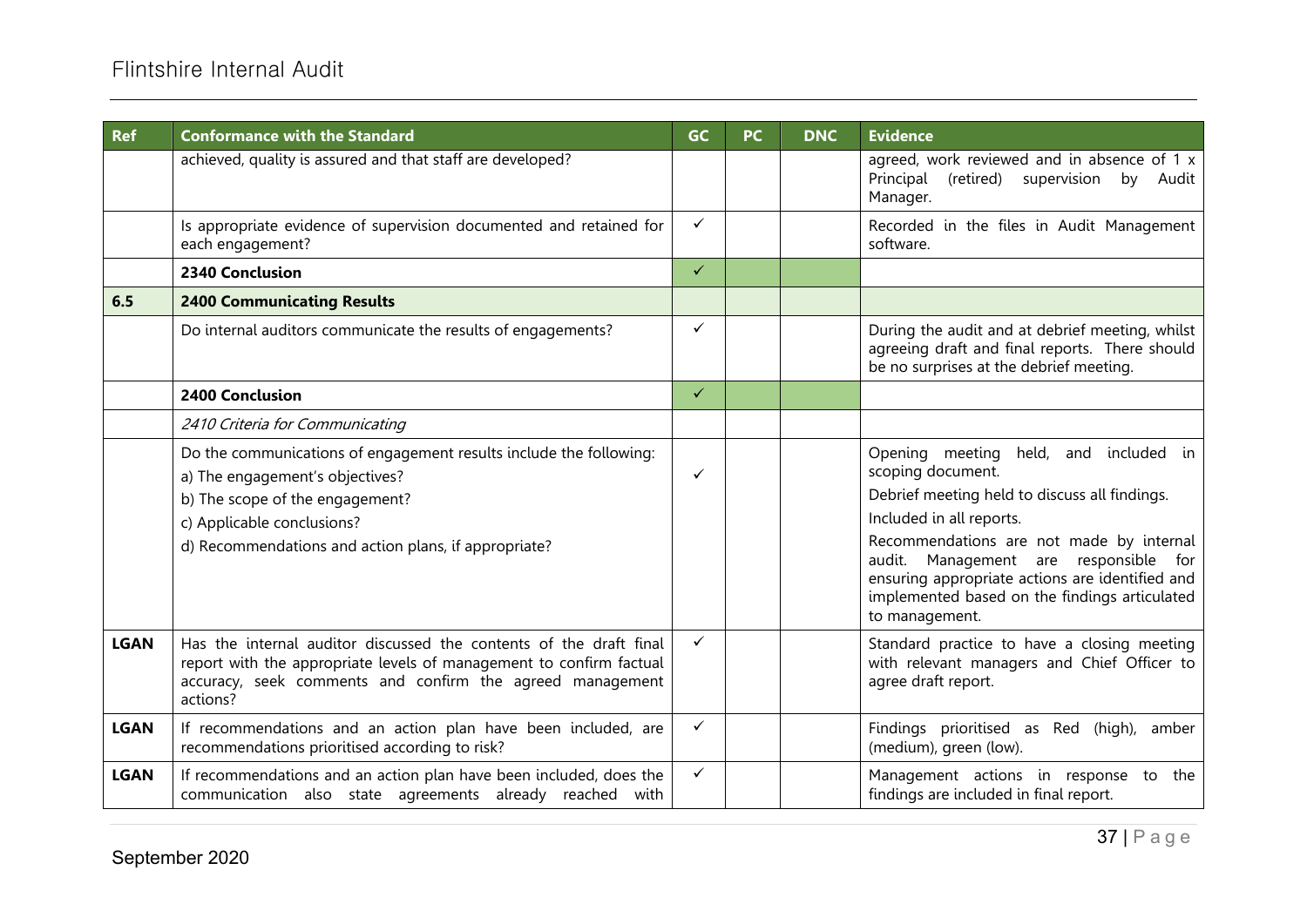| Ref | Conformance with the Standard | GC | PC | DNC | Evidence |
| --- | --- | --- | --- | --- | --- |
| | achieved, quality is assured and that staff are developed? | | | | agreed, work reviewed and in absence of 1 x Principal (retired) supervision by Audit Manager. |
| | Is appropriate evidence of supervision documented and retained for each engagement? | ✓ | | | Recorded in the files in Audit Management software. |
| | **2340 Conclusion** | ✓ | | | |
| **6.5** | **2400 Communicating Results** | | | | |
| | Do internal auditors communicate the results of engagements? | ✓ | | | During the audit and at debrief meeting, whilst agreeing draft and final reports. There should be no surprises at the debrief meeting. |
| | **2400 Conclusion** | ✓ | | | |
| | *2410 Criteria for Communicating* | | | | |
| | Do the communications of engagement results include the following:<br>a) The engagement's objectives?<br>b) The scope of the engagement?<br>c) Applicable conclusions?<br>d) Recommendations and action plans, if appropriate? | ✓ | | | Opening meeting held, and included in scoping document.<br>Debrief meeting held to discuss all findings.<br>Included in all reports.<br>Recommendations are not made by internal audit. Management are responsible for ensuring appropriate actions are identified and implemented based on the findings articulated to management. |
| **LGAN** | Has the internal auditor discussed the contents of the draft final report with the appropriate levels of management to confirm factual accuracy, seek comments and confirm the agreed management actions? | ✓ | | | Standard practice to have a closing meeting with relevant managers and Chief Officer to agree draft report. |
| **LGAN** | If recommendations and an action plan have been included, are recommendations prioritised according to risk? | ✓ | | | Findings prioritised as Red (high), amber (medium), green (low). |
| **LGAN** | If recommendations and an action plan have been included, does the communication also state agreements already reached with | ✓ | | | Management actions in response to the findings are included in final report. |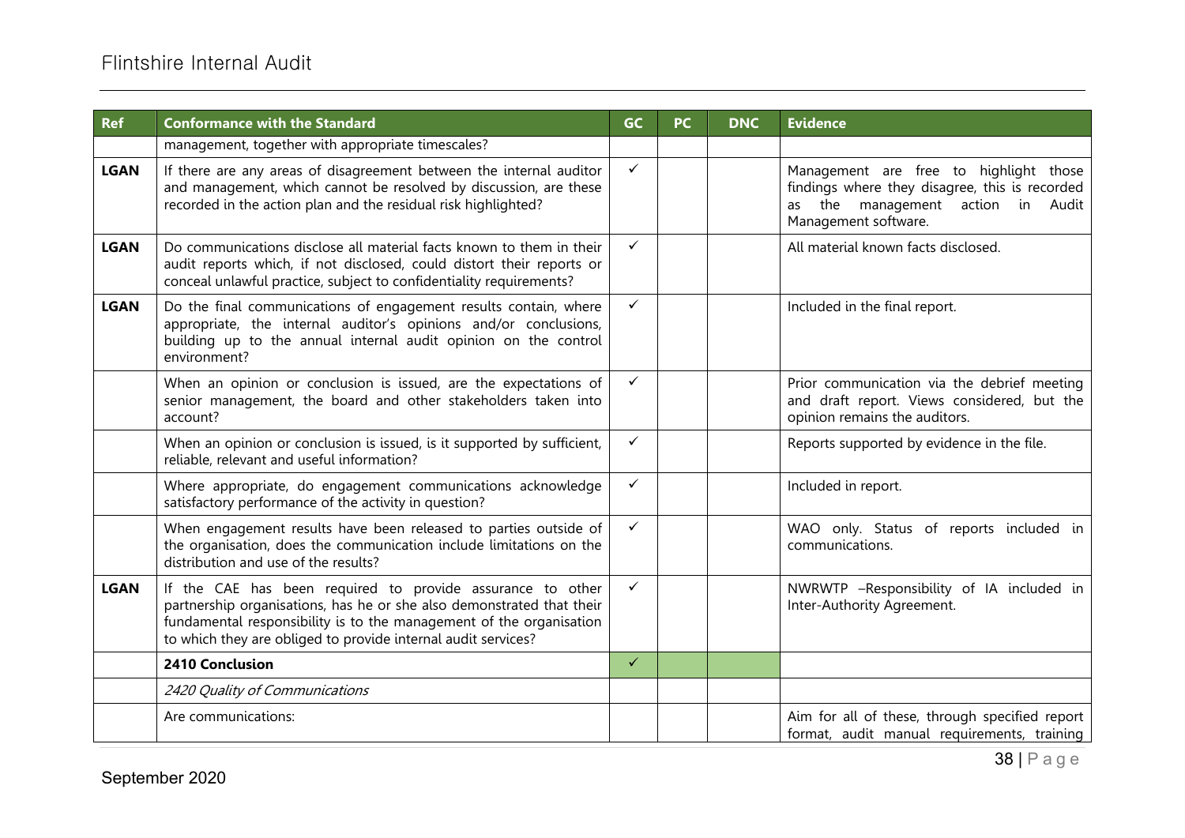| Ref | Conformance with the Standard | GC | PC | DNC | Evidence |
|---|---|---|---|---|---|
| | management, together with appropriate timescales? | | | | |
| **LGAN** | If there are any areas of disagreement between the internal auditor and management, which cannot be resolved by discussion, are these recorded in the action plan and the residual risk highlighted? | ✓ | | | Management are free to highlight those findings where they disagree, this is recorded as the management action in Audit Management software. |
| **LGAN** | Do communications disclose all material facts known to them in their audit reports which, if not disclosed, could distort their reports or conceal unlawful practice, subject to confidentiality requirements? | ✓ | | | All material known facts disclosed. |
| **LGAN** | Do the final communications of engagement results contain, where appropriate, the internal auditor's opinions and/or conclusions, building up to the annual internal audit opinion on the control environment? | ✓ | | | Included in the final report. |
| | When an opinion or conclusion is issued, are the expectations of senior management, the board and other stakeholders taken into account? | ✓ | | | Prior communication via the debrief meeting and draft report. Views considered, but the opinion remains the auditors. |
| | When an opinion or conclusion is issued, is it supported by sufficient, reliable, relevant and useful information? | ✓ | | | Reports supported by evidence in the file. |
| | Where appropriate, do engagement communications acknowledge satisfactory performance of the activity in question? | ✓ | | | Included in report. |
| | When engagement results have been released to parties outside of the organisation, does the communication include limitations on the distribution and use of the results? | ✓ | | | WAO only. Status of reports included in communications. |
| **LGAN** | If the CAE has been required to provide assurance to other partnership organisations, has he or she also demonstrated that their fundamental responsibility is to the management of the organisation to which they are obliged to provide internal audit services? | ✓ | | | NWRWTP –Responsibility of IA included in Inter-Authority Agreement. |
| | **2410 Conclusion** | ✓ | | | |
| | *2420 Quality of Communications* | | | | |
| | Are communications: | | | | Aim for all of these, through specified report format, audit manual requirements, training |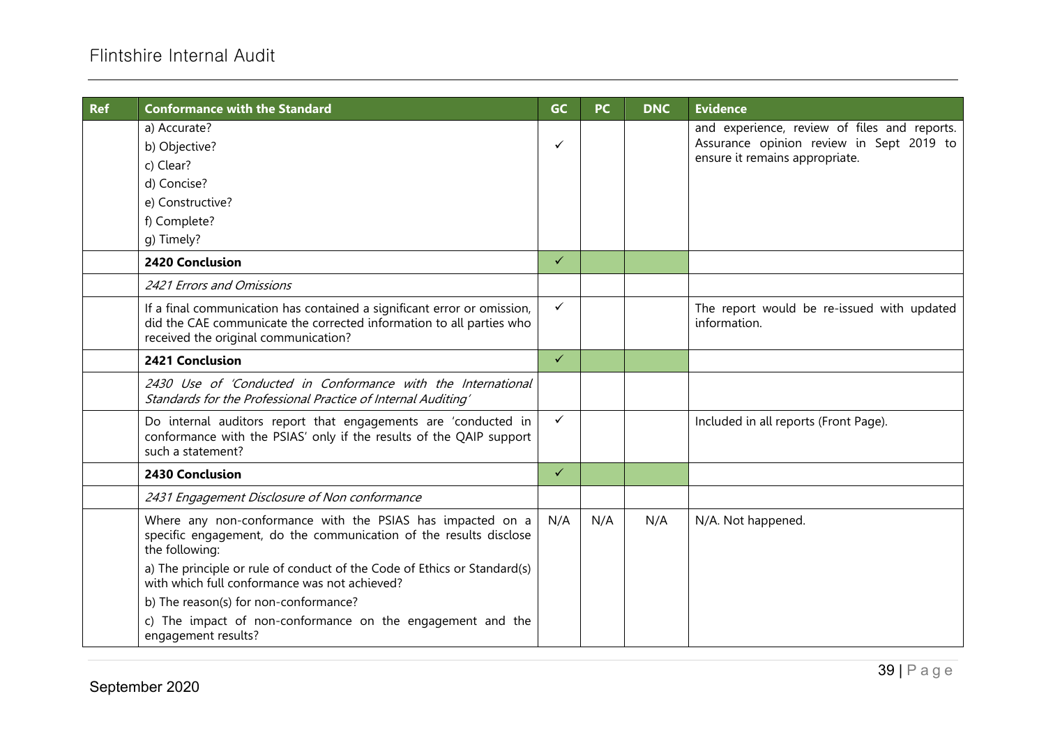| Ref | Conformance with the Standard | GC | PC | DNC | Evidence |
|---|---|---|---|---|---|
| | a) Accurate?<br>b) Objective?<br>c) Clear?<br>d) Concise?<br>e) Constructive?<br>f) Complete?<br>g) Timely? | ✓ | | | and experience, review of files and reports. Assurance opinion review in Sept 2019 to ensure it remains appropriate. |
| | **2420 Conclusion** | ✓ | | | |
| | *2421 Errors and Omissions* | | | | |
| | If a final communication has contained a significant error or omission, did the CAE communicate the corrected information to all parties who received the original communication? | ✓ | | | The report would be re-issued with updated information. |
| | **2421 Conclusion** | ✓ | | | |
| | *2430 Use of 'Conducted in Conformance with the International Standards for the Professional Practice of Internal Auditing'* | | | | |
| | Do internal auditors report that engagements are 'conducted in conformance with the PSIAS' only if the results of the QAIP support such a statement? | ✓ | | | Included in all reports (Front Page). |
| | **2430 Conclusion** | ✓ | | | |
| | *2431 Engagement Disclosure of Non conformance* | | | | |
| | Where any non-conformance with the PSIAS has impacted on a specific engagement, do the communication of the results disclose the following:<br>a) The principle or rule of conduct of the Code of Ethics or Standard(s) with which full conformance was not achieved?<br>b) The reason(s) for non-conformance?<br>c) The impact of non-conformance on the engagement and the engagement results? | N/A | N/A | N/A | N/A. Not happened. |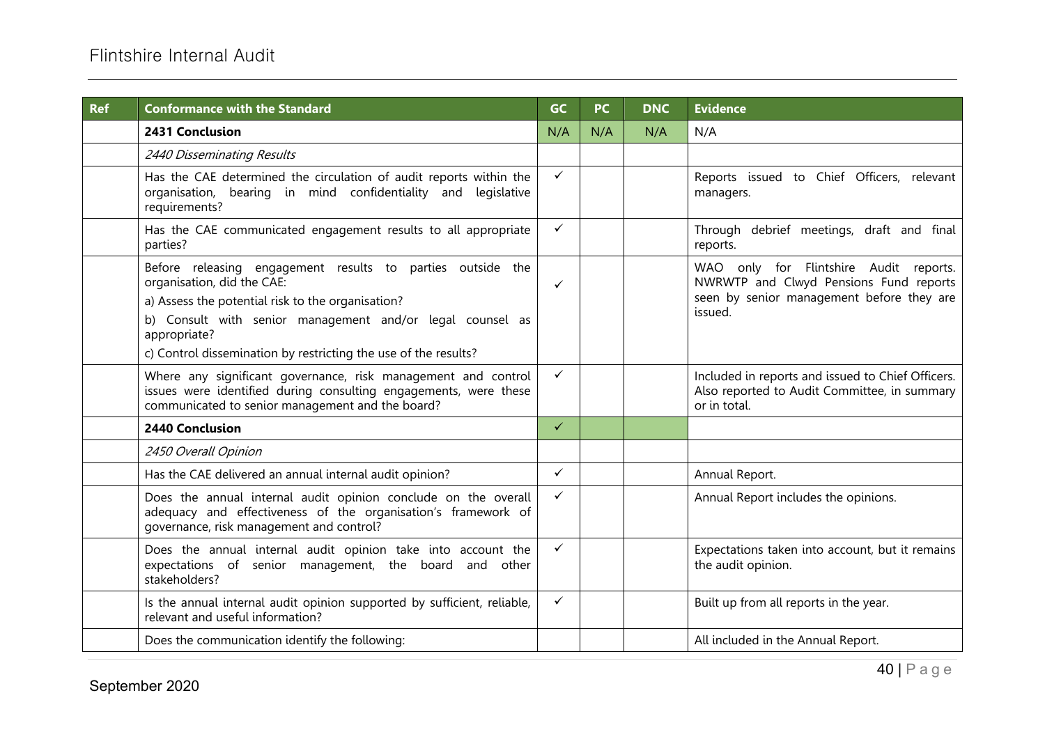| Ref | Conformance with the Standard | GC | PC | DNC | Evidence |
|---|---|---|---|---|---|
| | **2431 Conclusion** | N/A | N/A | N/A | N/A |
| | *2440 Disseminating Results* | | | | |
| | Has the CAE determined the circulation of audit reports within the organisation, bearing in mind confidentiality and legislative requirements? | ✓ | | | Reports issued to Chief Officers, relevant managers. |
| | Has the CAE communicated engagement results to all appropriate parties? | ✓ | | | Through debrief meetings, draft and final reports. |
| | Before releasing engagement results to parties outside the organisation, did the CAE:<br>a) Assess the potential risk to the organisation?<br>b) Consult with senior management and/or legal counsel as appropriate?<br>c) Control dissemination by restricting the use of the results? | ✓ | | | WAO only for Flintshire Audit reports. NWRWTP and Clwyd Pensions Fund reports seen by senior management before they are issued. |
| | Where any significant governance, risk management and control issues were identified during consulting engagements, were these communicated to senior management and the board? | ✓ | | | Included in reports and issued to Chief Officers. Also reported to Audit Committee, in summary or in total. |
| | **2440 Conclusion** | ✓ | | | |
| | *2450 Overall Opinion* | | | | |
| | Has the CAE delivered an annual internal audit opinion? | ✓ | | | Annual Report. |
| | Does the annual internal audit opinion conclude on the overall adequacy and effectiveness of the organisation's framework of governance, risk management and control? | ✓ | | | Annual Report includes the opinions. |
| | Does the annual internal audit opinion take into account the expectations of senior management, the board and other stakeholders? | ✓ | | | Expectations taken into account, but it remains the audit opinion. |
| | Is the annual internal audit opinion supported by sufficient, reliable, relevant and useful information? | ✓ | | | Built up from all reports in the year. |
| | Does the communication identify the following: | | | | All included in the Annual Report. |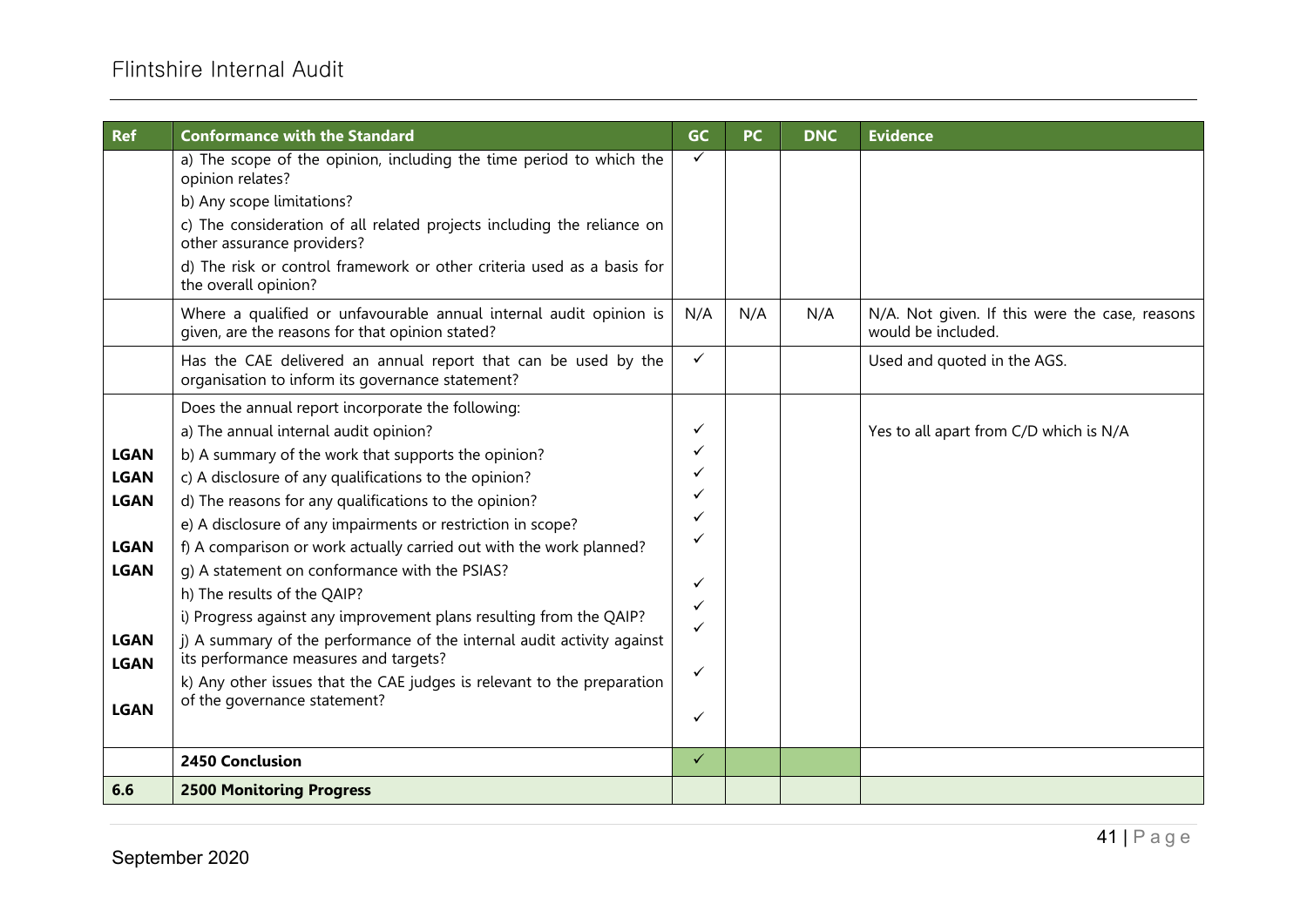| Ref | Conformance with the Standard | GC | PC | DNC | Evidence |
|---|---|---|---|---|---|
| | a) The scope of the opinion, including the time period to which the opinion relates?<br>b) Any scope limitations?<br>c) The consideration of all related projects including the reliance on other assurance providers?<br>d) The risk or control framework or other criteria used as a basis for the overall opinion? | ✓ | | | |
| | Where a qualified or unfavourable annual internal audit opinion is given, are the reasons for that opinion stated? | N/A | N/A | N/A | N/A. Not given. If this were the case, reasons would be included. |
| | Has the CAE delivered an annual report that can be used by the organisation to inform its governance statement? | ✓ | | | Used and quoted in the AGS. |
| <br><br>LGAN<br>LGAN<br>LGAN<br><br>LGAN<br>LGAN<br><br><br>LGAN<br>LGAN<br><br>LGAN | Does the annual report incorporate the following:<br>a) The annual internal audit opinion?<br>b) A summary of the work that supports the opinion?<br>c) A disclosure of any qualifications to the opinion?<br>d) The reasons for any qualifications to the opinion?<br>e) A disclosure of any impairments or restriction in scope?<br>f) A comparison or work actually carried out with the work planned?<br>g) A statement on conformance with the PSIAS?<br>h) The results of the QAIP?<br>i) Progress against any improvement plans resulting from the QAIP?<br>j) A summary of the performance of the internal audit activity against its performance measures and targets?<br>k) Any other issues that the CAE judges is relevant to the preparation of the governance statement? | <br>✓<br>✓<br>✓<br>✓<br>✓<br>✓<br>✓<br>✓<br>✓<br>✓<br>✓ | | | Yes to all apart from C/D which is N/A |
| | **2450 Conclusion** | ✓ | | | |
| **6.6** | **2500 Monitoring Progress** | | | | |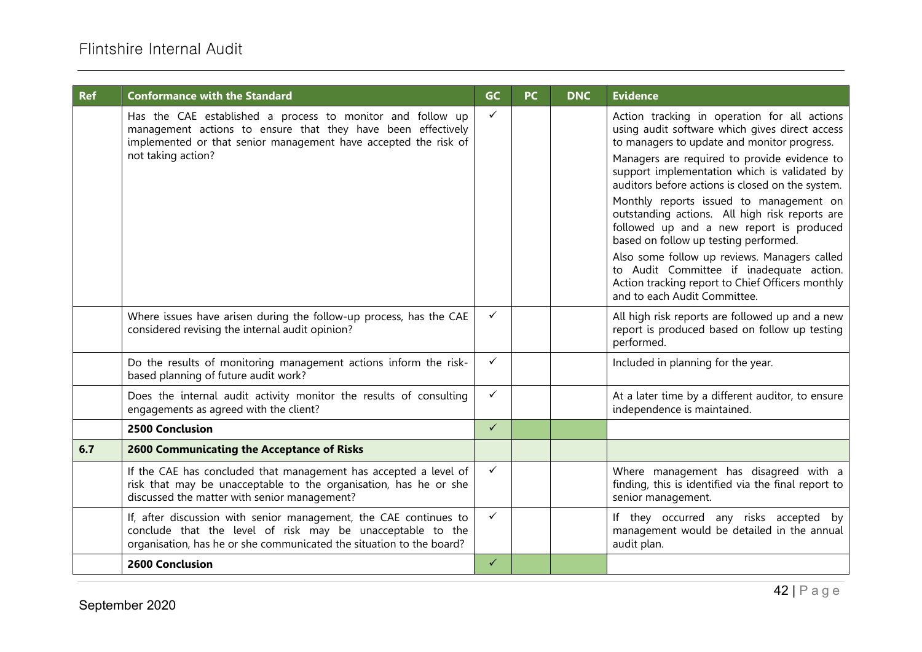| Ref | Conformance with the Standard | GC | PC | DNC | Evidence |
|---|---|---|---|---|---|
| | Has the CAE established a process to monitor and follow up management actions to ensure that they have been effectively implemented or that senior management have accepted the risk of not taking action? | ✓ | | | Action tracking in operation for all actions using audit software which gives direct access to managers to update and monitor progress.<br>Managers are required to provide evidence to support implementation which is validated by auditors before actions is closed on the system.<br>Monthly reports issued to management on outstanding actions. All high risk reports are followed up and a new report is produced based on follow up testing performed.<br>Also some follow up reviews. Managers called to Audit Committee if inadequate action. Action tracking report to Chief Officers monthly and to each Audit Committee. |
| | Where issues have arisen during the follow-up process, has the CAE considered revising the internal audit opinion? | ✓ | | | All high risk reports are followed up and a new report is produced based on follow up testing performed. |
| | Do the results of monitoring management actions inform the risk-based planning of future audit work? | ✓ | | | Included in planning for the year. |
| | Does the internal audit activity monitor the results of consulting engagements as agreed with the client? | ✓ | | | At a later time by a different auditor, to ensure independence is maintained. |
| | **2500 Conclusion** | ✓ | | | |
| **6.7** | **2600 Communicating the Acceptance of Risks** | | | | |
| | If the CAE has concluded that management has accepted a level of risk that may be unacceptable to the organisation, has he or she discussed the matter with senior management? | ✓ | | | Where management has disagreed with a finding, this is identified via the final report to senior management. |
| | If, after discussion with senior management, the CAE continues to conclude that the level of risk may be unacceptable to the organisation, has he or she communicated the situation to the board? | ✓ | | | If they occurred any risks accepted by management would be detailed in the annual audit plan. |
| | **2600 Conclusion** | ✓ | | | |